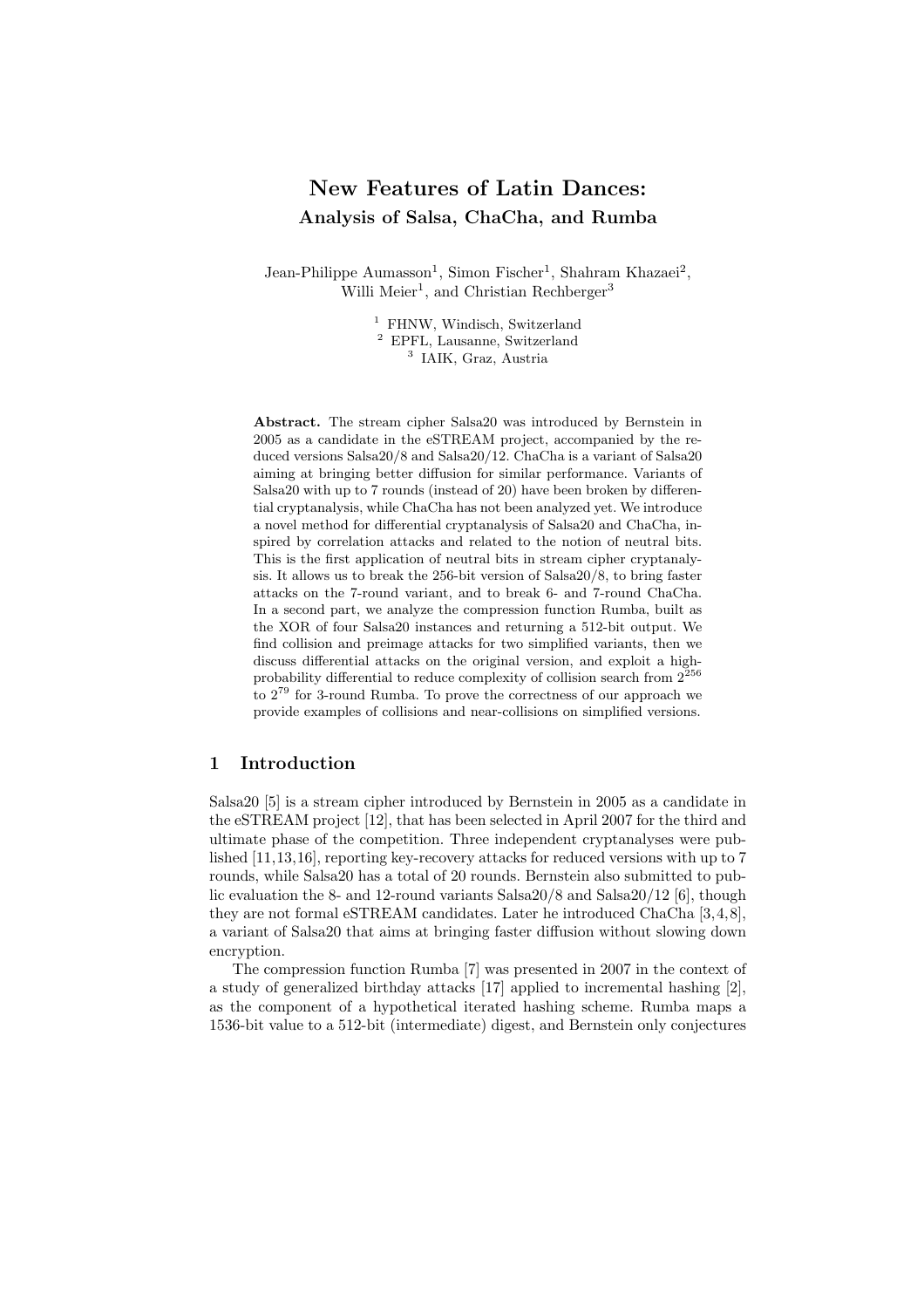# New Features of Latin Dances:

## Analysis of Salsa, ChaCha, and Rumba

Jean-Philippe Aumasson[1], Simon Fischer[1], Shahram Khazaei[2], Willi Meier[1], and Christian Rechberger[3]

[1] FHNW, Windisch, Switzerland
[2] EPFL, Lausanne, Switzerland
[3] IAIK, Graz, Austria

**Abstract.** The stream cipher Salsa20 was introduced by Bernstein in 2005 as a candidate in the eSTREAM project, accompanied by the reduced versions Salsa20/8 and Salsa20/12. ChaCha is a variant of Salsa20 aiming at bringing better diffusion for similar performance. Variants of Salsa20 with up to 7 rounds (instead of 20) have been broken by differential cryptanalysis, while ChaCha has not been analyzed yet. We introduce a novel method for differential cryptanalysis of Salsa20 and ChaCha, inspired by correlation attacks and related to the notion of neutral bits. This is the first application of neutral bits in stream cipher cryptanalysis. It allows us to break the 256-bit version of Salsa20/8, to bring faster attacks on the 7-round variant, and to break 6- and 7-round ChaCha. In a second part, we analyze the compression function Rumba, built as the XOR of four Salsa20 instances and returning a 512-bit output. We find collision and preimage attacks for two simplified variants, then we discuss differential attacks on the original version, and exploit a high-probability differential to reduce complexity of collision search from $2^{256}$ to $2^{79}$ for 3-round Rumba. To prove the correctness of our approach we provide examples of collisions and near-collisions on simplified versions.

## 1 Introduction

Salsa20 [5] is a stream cipher introduced by Bernstein in 2005 as a candidate in the eSTREAM project [12], that has been selected in April 2007 for the third and ultimate phase of the competition. Three independent cryptanalyses were published [11,13,16], reporting key-recovery attacks for reduced versions with up to 7 rounds, while Salsa20 has a total of 20 rounds. Bernstein also submitted to public evaluation the 8- and 12-round variants Salsa20/8 and Salsa20/12 [6], though they are not formal eSTREAM candidates. Later he introduced ChaCha [3,4,8], a variant of Salsa20 that aims at bringing faster diffusion without slowing down encryption.

The compression function Rumba [7] was presented in 2007 in the context of a study of generalized birthday attacks [17] applied to incremental hashing [2], as the component of a hypothetical iterated hashing scheme. Rumba maps a 1536-bit value to a 512-bit (intermediate) digest, and Bernstein only conjectures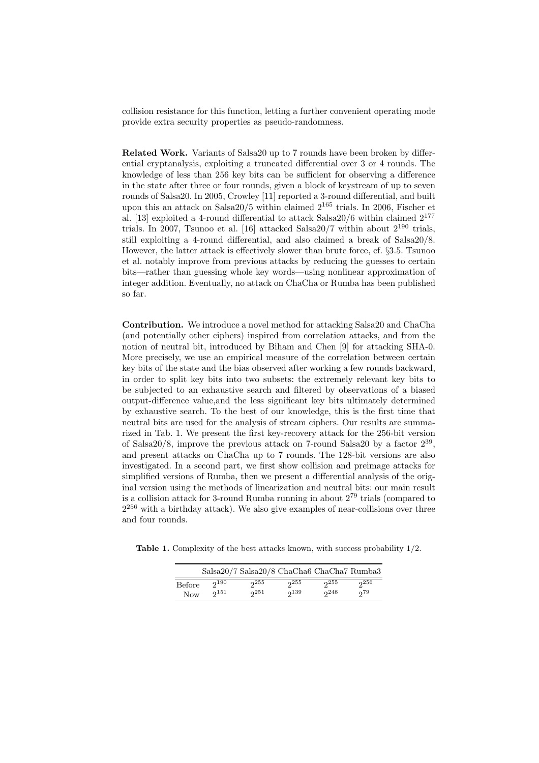collision resistance for this function, letting a further convenient operating mode provide extra security properties as pseudo-randomness.

**Related Work.** Variants of Salsa20 up to 7 rounds have been broken by differential cryptanalysis, exploiting a truncated differential over 3 or 4 rounds. The knowledge of less than 256 key bits can be sufficient for observing a difference in the state after three or four rounds, given a block of keystream of up to seven rounds of Salsa20. In 2005, Crowley [11] reported a 3-round differential, and built upon this an attack on Salsa20/5 within claimed $2^{165}$ trials. In 2006, Fischer et al. [13] exploited a 4-round differential to attack Salsa20/6 within claimed $2^{177}$ trials. In 2007, Tsunoo et al. [16] attacked Salsa20/7 within about $2^{190}$ trials, still exploiting a 4-round differential, and also claimed a break of Salsa20/8. However, the latter attack is effectively slower than brute force, cf. §3.5. Tsunoo et al. notably improve from previous attacks by reducing the guesses to certain bits—rather than guessing whole key words—using nonlinear approximation of integer addition. Eventually, no attack on ChaCha or Rumba has been published so far.

**Contribution.** We introduce a novel method for attacking Salsa20 and ChaCha (and potentially other ciphers) inspired from correlation attacks, and from the notion of neutral bit, introduced by Biham and Chen [9] for attacking SHA-0. More precisely, we use an empirical measure of the correlation between certain key bits of the state and the bias observed after working a few rounds backward, in order to split key bits into two subsets: the extremely relevant key bits to be subjected to an exhaustive search and filtered by observations of a biased output-difference value,and the less significant key bits ultimately determined by exhaustive search. To the best of our knowledge, this is the first time that neutral bits are used for the analysis of stream ciphers. Our results are summarized in Tab. 1. We present the first key-recovery attack for the 256-bit version of Salsa20/8, improve the previous attack on 7-round Salsa20 by a factor $2^{39}$, and present attacks on ChaCha up to 7 rounds. The 128-bit versions are also investigated. In a second part, we first show collision and preimage attacks for simplified versions of Rumba, then we present a differential analysis of the original version using the methods of linearization and neutral bits: our main result is a collision attack for 3-round Rumba running in about $2^{79}$ trials (compared to $2^{256}$ with a birthday attack). We also give examples of near-collisions over three and four rounds.

**Table 1.** Complexity of the best attacks known, with success probability 1/2.

| | Salsa20/7 | Salsa20/8 | ChaCha6 | ChaCha7 | Rumba3 |
|---|---|---|---|---|---|
| Before | $2^{190}$ | $2^{255}$ | $2^{255}$ | $2^{255}$ | $2^{256}$ |
| Now | $2^{151}$ | $2^{251}$ | $2^{139}$ | $2^{248}$ | $2^{79}$ |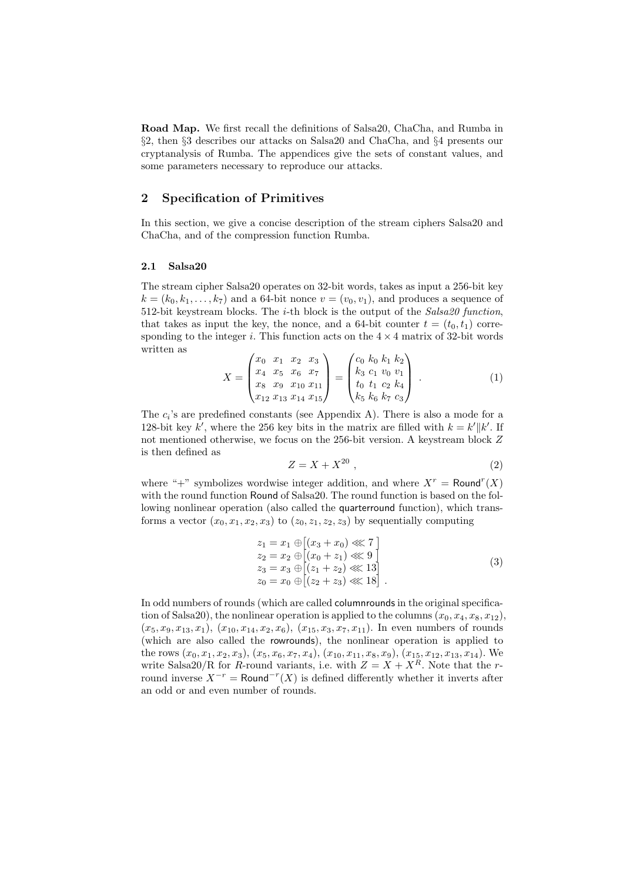**Road Map.** We first recall the definitions of Salsa20, ChaCha, and Rumba in §2, then §3 describes our attacks on Salsa20 and ChaCha, and §4 presents our cryptanalysis of Rumba. The appendices give the sets of constant values, and some parameters necessary to reproduce our attacks.

## 2 Specification of Primitives

In this section, we give a concise description of the stream ciphers Salsa20 and ChaCha, and of the compression function Rumba.

### 2.1 Salsa20

The stream cipher Salsa20 operates on 32-bit words, takes as input a 256-bit key $k = (k_0, k_1, \ldots, k_7)$ and a 64-bit nonce $v = (v_0, v_1)$, and produces a sequence of 512-bit keystream blocks. The $i$-th block is the output of the *Salsa20 function*, that takes as input the key, the nonce, and a 64-bit counter $t = (t_0, t_1)$ corresponding to the integer $i$. This function acts on the $4 \times 4$ matrix of 32-bit words written as

$$X = \begin{pmatrix} x_0 & x_1 & x_2 & x_3 \\ x_4 & x_5 & x_6 & x_7 \\ x_8 & x_9 & x_{10} & x_{11} \\ x_{12} & x_{13} & x_{14} & x_{15} \end{pmatrix} = \begin{pmatrix} c_0 & k_0 & k_1 & k_2 \\ k_3 & c_1 & v_0 & v_1 \\ t_0 & t_1 & c_2 & k_4 \\ k_5 & k_6 & k_7 & c_3 \end{pmatrix} . \tag{1}$$

The $c_i$'s are predefined constants (see Appendix A). There is also a mode for a 128-bit key $k'$, where the 256 key bits in the matrix are filled with $k = k' \| k'$. If not mentioned otherwise, we focus on the 256-bit version. A keystream block $Z$ is then defined as

$$Z = X + X^{20} , \tag{2}$$

where "+" symbolizes wordwise integer addition, and where $X^r = \mathsf{Round}^r(X)$ with the round function $\mathsf{Round}$ of Salsa20. The round function is based on the following nonlinear operation (also called the $\mathsf{quarterround}$ function), which transforms a vector $(x_0, x_1, x_2, x_3)$ to $(z_0, z_1, z_2, z_3)$ by sequentially computing

$$\begin{aligned} z_1 &= x_1 \oplus \left[(x_3 + x_0) \lll 7\right] \\ z_2 &= x_2 \oplus \left[(x_0 + z_1) \lll 9\right] \\ z_3 &= x_3 \oplus \left[(z_1 + z_2) \lll 13\right] \\ z_0 &= x_0 \oplus \left[(z_2 + z_3) \lll 18\right] . \end{aligned} \tag{3}$$

In odd numbers of rounds (which are called $\mathsf{columnrounds}$ in the original specification of Salsa20), the nonlinear operation is applied to the columns $(x_0, x_4, x_8, x_{12})$, $(x_5, x_9, x_{13}, x_1)$, $(x_{10}, x_{14}, x_2, x_6)$, $(x_{15}, x_3, x_7, x_{11})$. In even numbers of rounds (which are also called the $\mathsf{rowrounds}$), the nonlinear operation is applied to the rows $(x_0, x_1, x_2, x_3)$, $(x_5, x_6, x_7, x_4)$, $(x_{10}, x_{11}, x_8, x_9)$, $(x_{15}, x_{12}, x_{13}, x_{14})$. We write Salsa20/R for $R$-round variants, i.e. with $Z = X + X^R$. Note that the $r$-round inverse $X^{-r} = \mathsf{Round}^{-r}(X)$ is defined differently whether it inverts after an odd or and even number of rounds.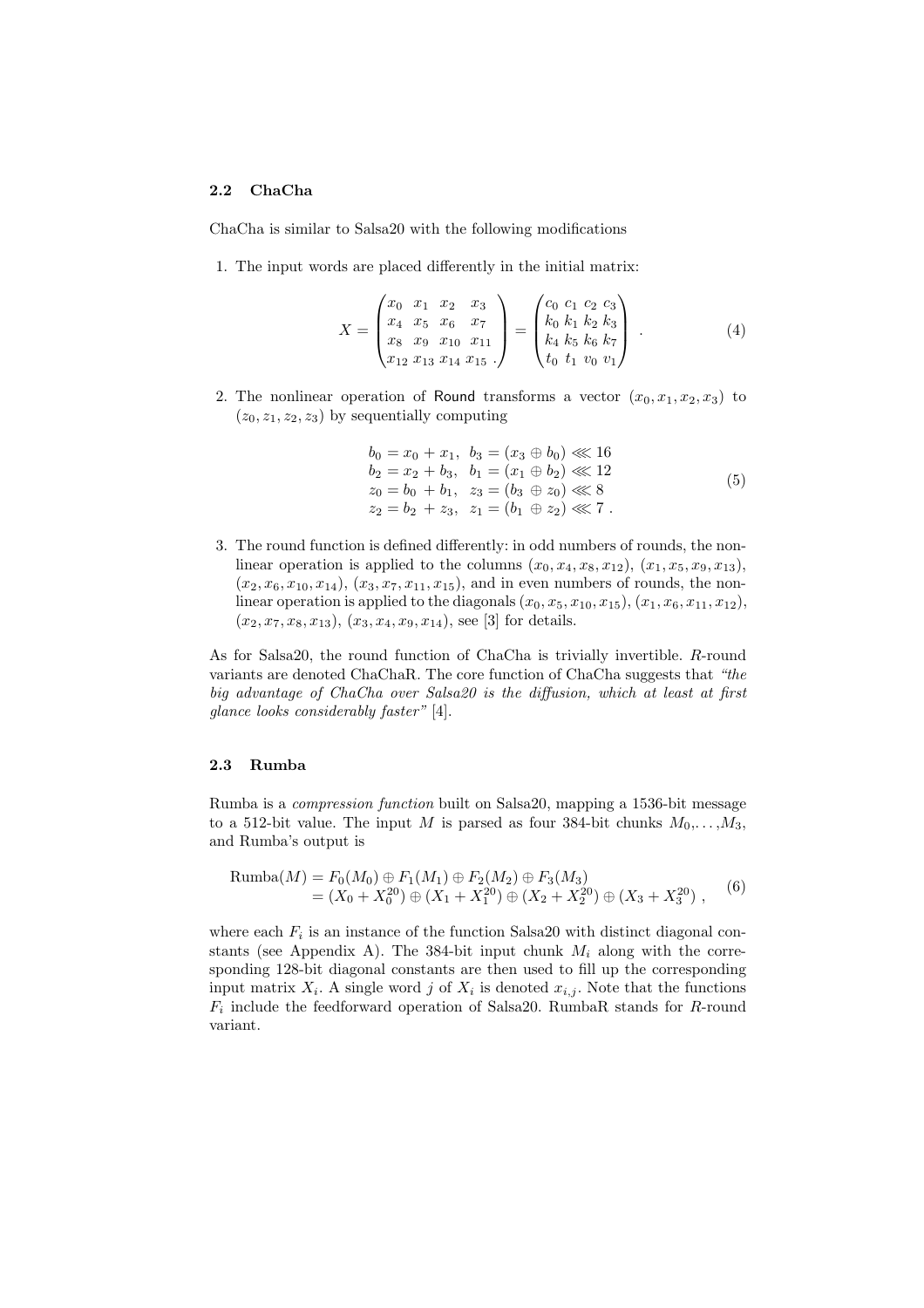### 2.2 ChaCha

ChaCha is similar to Salsa20 with the following modifications

1. The input words are placed differently in the initial matrix:

$$X = \begin{pmatrix} x_0 & x_1 & x_2 & x_3 \\ x_4 & x_5 & x_6 & x_7 \\ x_8 & x_9 & x_{10} & x_{11} \\ x_{12} & x_{13} & x_{14} & x_{15} \end{pmatrix} = \begin{pmatrix} c_0 & c_1 & c_2 & c_3 \\ k_0 & k_1 & k_2 & k_3 \\ k_4 & k_5 & k_6 & k_7 \\ t_0 & t_1 & v_0 & v_1 \end{pmatrix} . \tag{4}$$

2. The nonlinear operation of Round transforms a vector $(x_0, x_1, x_2, x_3)$ to $(z_0, z_1, z_2, z_3)$ by sequentially computing

$$\begin{array}{ll} b_0 = x_0 + x_1, & b_3 = (x_3 \oplus b_0) \lll 16 \\ b_2 = x_2 + b_3, & b_1 = (x_1 \oplus b_2) \lll 12 \\ z_0 = b_0 + b_1, & z_3 = (b_3 \oplus z_0) \lll 8 \\ z_2 = b_2 + z_3, & z_1 = (b_1 \oplus z_2) \lll 7 . \end{array} \tag{5}$$

3. The round function is defined differently: in odd numbers of rounds, the nonlinear operation is applied to the columns $(x_0, x_4, x_8, x_{12})$, $(x_1, x_5, x_9, x_{13})$, $(x_2, x_6, x_{10}, x_{14})$, $(x_3, x_7, x_{11}, x_{15})$, and in even numbers of rounds, the nonlinear operation is applied to the diagonals $(x_0, x_5, x_{10}, x_{15})$, $(x_1, x_6, x_{11}, x_{12})$, $(x_2, x_7, x_8, x_{13})$, $(x_3, x_4, x_9, x_{14})$, see [3] for details.

As for Salsa20, the round function of ChaCha is trivially invertible. $R$-round variants are denoted ChaChaR. The core function of ChaCha suggests that *"the big advantage of ChaCha over Salsa20 is the diffusion, which at least at first glance looks considerably faster"* [4].

### 2.3 Rumba

Rumba is a *compression function* built on Salsa20, mapping a 1536-bit message to a 512-bit value. The input $M$ is parsed as four 384-bit chunks $M_0, \ldots, M_3$, and Rumba's output is

$$\begin{aligned} \text{Rumba}(M) &= F_0(M_0) \oplus F_1(M_1) \oplus F_2(M_2) \oplus F_3(M_3) \\ &= (X_0 + X_0^{20}) \oplus (X_1 + X_1^{20}) \oplus (X_2 + X_2^{20}) \oplus (X_3 + X_3^{20}) , \end{aligned} \tag{6}$$

where each $F_i$ is an instance of the function Salsa20 with distinct diagonal constants (see Appendix A). The 384-bit input chunk $M_i$ along with the corresponding 128-bit diagonal constants are then used to fill up the corresponding input matrix $X_i$. A single word $j$ of $X_i$ is denoted $x_{i,j}$. Note that the functions $F_i$ include the feedforward operation of Salsa20. RumbaR stands for $R$-round variant.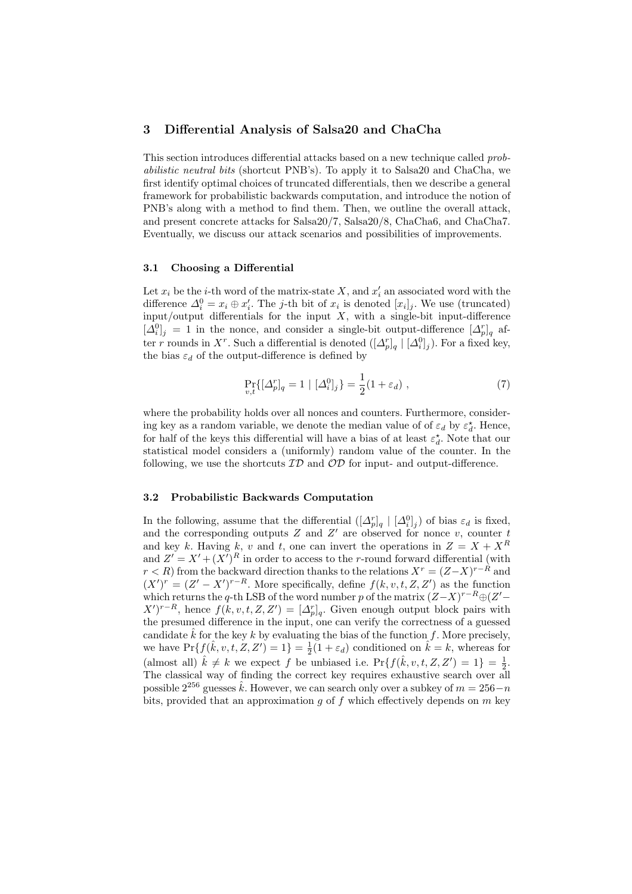## 3 Differential Analysis of Salsa20 and ChaCha

This section introduces differential attacks based on a new technique called *probabilistic neutral bits* (shortcut PNB's). To apply it to Salsa20 and ChaCha, we first identify optimal choices of truncated differentials, then we describe a general framework for probabilistic backwards computation, and introduce the notion of PNB's along with a method to find them. Then, we outline the overall attack, and present concrete attacks for Salsa20/7, Salsa20/8, ChaCha6, and ChaCha7. Eventually, we discuss our attack scenarios and possibilities of improvements.

### 3.1 Choosing a Differential

Let $x_i$ be the $i$-th word of the matrix-state $X$, and $x'_i$ an associated word with the difference $\Delta_i^0 = x_i \oplus x'_i$. The $j$-th bit of $x_i$ is denoted $[x_i]_j$. We use (truncated) input/output differentials for the input $X$, with a single-bit input-difference $[\Delta_i^0]_j = 1$ in the nonce, and consider a single-bit output-difference $[\Delta_p^r]_q$ after $r$ rounds in $X^r$. Such a differential is denoted $([\Delta_p^r]_q \mid [\Delta_i^0]_j)$. For a fixed key, the bias $\varepsilon_d$ of the output-difference is defined by

$$\Pr_{v,t}\{[\Delta_p^r]_q = 1 \mid [\Delta_i^0]_j\} = \frac{1}{2}(1 + \varepsilon_d) \ , \tag{7}$$

where the probability holds over all nonces and counters. Furthermore, considering key as a random variable, we denote the median value of of $\varepsilon_d$ by $\varepsilon_d^\star$. Hence, for half of the keys this differential will have a bias of at least $\varepsilon_d^\star$. Note that our statistical model considers a (uniformly) random value of the counter. In the following, we use the shortcuts $\mathcal{ID}$ and $\mathcal{OD}$ for input- and output-difference.

### 3.2 Probabilistic Backwards Computation

In the following, assume that the differential $([\Delta_p^r]_q \mid [\Delta_i^0]_j)$ of bias $\varepsilon_d$ is fixed, and the corresponding outputs $Z$ and $Z'$ are observed for nonce $v$, counter $t$ and key $k$. Having $k$, $v$ and $t$, one can invert the operations in $Z = X + X^R$ and $Z' = X' + (X')^R$ in order to access to the $r$-round forward differential (with $r < R$) from the backward direction thanks to the relations $X^r = (Z - X)^{r-R}$ and $(X')^r = (Z' - X')^{r-R}$. More specifically, define $f(k, v, t, Z, Z')$ as the function which returns the $q$-th LSB of the word number $p$ of the matrix $(Z - X)^{r-R} \oplus (Z' - X')^{r-R}$, hence $f(k, v, t, Z, Z') = [\Delta_p^r]_q$. Given enough output block pairs with the presumed difference in the input, one can verify the correctness of a guessed candidate $\hat{k}$ for the key $k$ by evaluating the bias of the function $f$. More precisely, we have $\Pr\{f(\hat{k}, v, t, Z, Z') = 1\} = \frac{1}{2}(1 + \varepsilon_d)$ conditioned on $\hat{k} = k$, whereas for (almost all) $\hat{k} \neq k$ we expect $f$ be unbiased i.e. $\Pr\{f(\hat{k}, v, t, Z, Z') = 1\} = \frac{1}{2}$. The classical way of finding the correct key requires exhaustive search over all possible $2^{256}$ guesses $\hat{k}$. However, we can search only over a subkey of $m = 256 - n$ bits, provided that an approximation $g$ of $f$ which effectively depends on $m$ key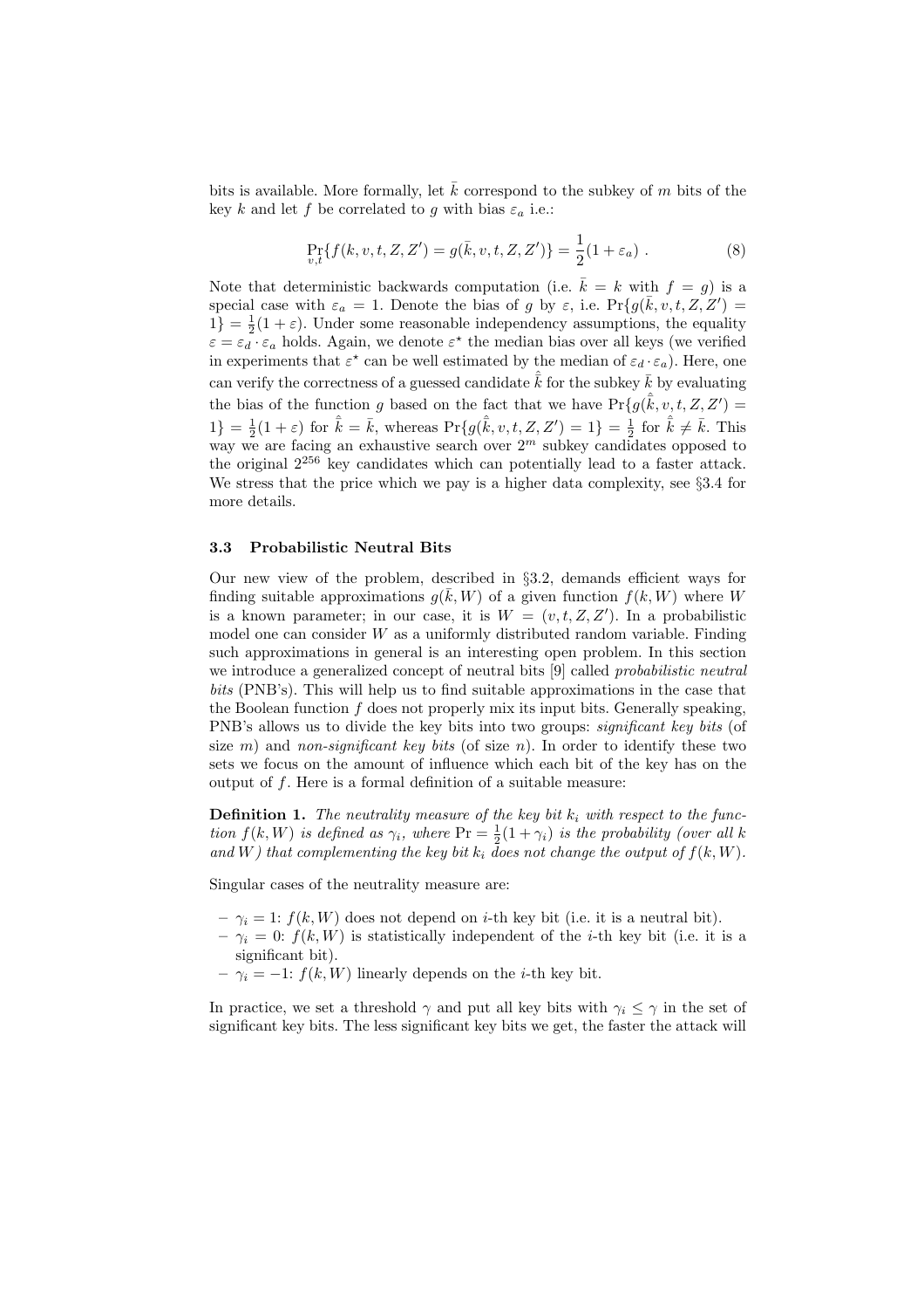bits is available. More formally, let $\bar{k}$ correspond to the subkey of $m$ bits of the key $k$ and let $f$ be correlated to $g$ with bias $\varepsilon_a$ i.e.:

$$\Pr_{v,t}\{f(k, v, t, Z, Z') = g(\bar{k}, v, t, Z, Z')\} = \frac{1}{2}(1 + \varepsilon_a) \ . \tag{8}$$

Note that deterministic backwards computation (i.e. $\bar{k} = k$ with $f = g$) is a special case with $\varepsilon_a = 1$. Denote the bias of $g$ by $\varepsilon$, i.e. $\Pr\{g(\bar{k}, v, t, Z, Z') = 1\} = \frac{1}{2}(1 + \varepsilon)$. Under some reasonable independency assumptions, the equality $\varepsilon = \varepsilon_d \cdot \varepsilon_a$ holds. Again, we denote $\varepsilon^\star$ the median bias over all keys (we verified in experiments that $\varepsilon^\star$ can be well estimated by the median of $\varepsilon_d \cdot \varepsilon_a$). Here, one can verify the correctness of a guessed candidate $\hat{\bar{k}}$ for the subkey $\bar{k}$ by evaluating the bias of the function $g$ based on the fact that we have $\Pr\{g(\hat{\bar{k}}, v, t, Z, Z') = 1\} = \frac{1}{2}(1 + \varepsilon)$ for $\hat{\bar{k}} = \bar{k}$, whereas $\Pr\{g(\hat{\bar{k}}, v, t, Z, Z') = 1\} = \frac{1}{2}$ for $\hat{\bar{k}} \neq \bar{k}$. This way we are facing an exhaustive search over $2^m$ subkey candidates opposed to the original $2^{256}$ key candidates which can potentially lead to a faster attack. We stress that the price which we pay is a higher data complexity, see §3.4 for more details.

### 3.3 Probabilistic Neutral Bits

Our new view of the problem, described in §3.2, demands efficient ways for finding suitable approximations $g(\bar{k}, W)$ of a given function $f(k, W)$ where $W$ is a known parameter; in our case, it is $W = (v, t, Z, Z')$. In a probabilistic model one can consider $W$ as a uniformly distributed random variable. Finding such approximations in general is an interesting open problem. In this section we introduce a generalized concept of neutral bits [9] called *probabilistic neutral bits* (PNB's). This will help us to find suitable approximations in the case that the Boolean function $f$ does not properly mix its input bits. Generally speaking, PNB's allows us to divide the key bits into two groups: *significant key bits* (of size $m$) and *non-significant key bits* (of size $n$). In order to identify these two sets we focus on the amount of influence which each bit of the key has on the output of $f$. Here is a formal definition of a suitable measure:

**Definition 1.** *The neutrality measure of the key bit $k_i$ with respect to the function $f(k, W)$ is defined as $\gamma_i$, where $\Pr = \frac{1}{2}(1 + \gamma_i)$ is the probability (over all $k$ and $W$) that complementing the key bit $k_i$ does not change the output of $f(k, W)$.*

Singular cases of the neutrality measure are:

- $\gamma_i = 1$: $f(k, W)$ does not depend on $i$-th key bit (i.e. it is a neutral bit).
- $\gamma_i = 0$: $f(k, W)$ is statistically independent of the $i$-th key bit (i.e. it is a significant bit).
- $\gamma_i = -1$: $f(k, W)$ linearly depends on the $i$-th key bit.

In practice, we set a threshold $\gamma$ and put all key bits with $\gamma_i \leq \gamma$ in the set of significant key bits. The less significant key bits we get, the faster the attack will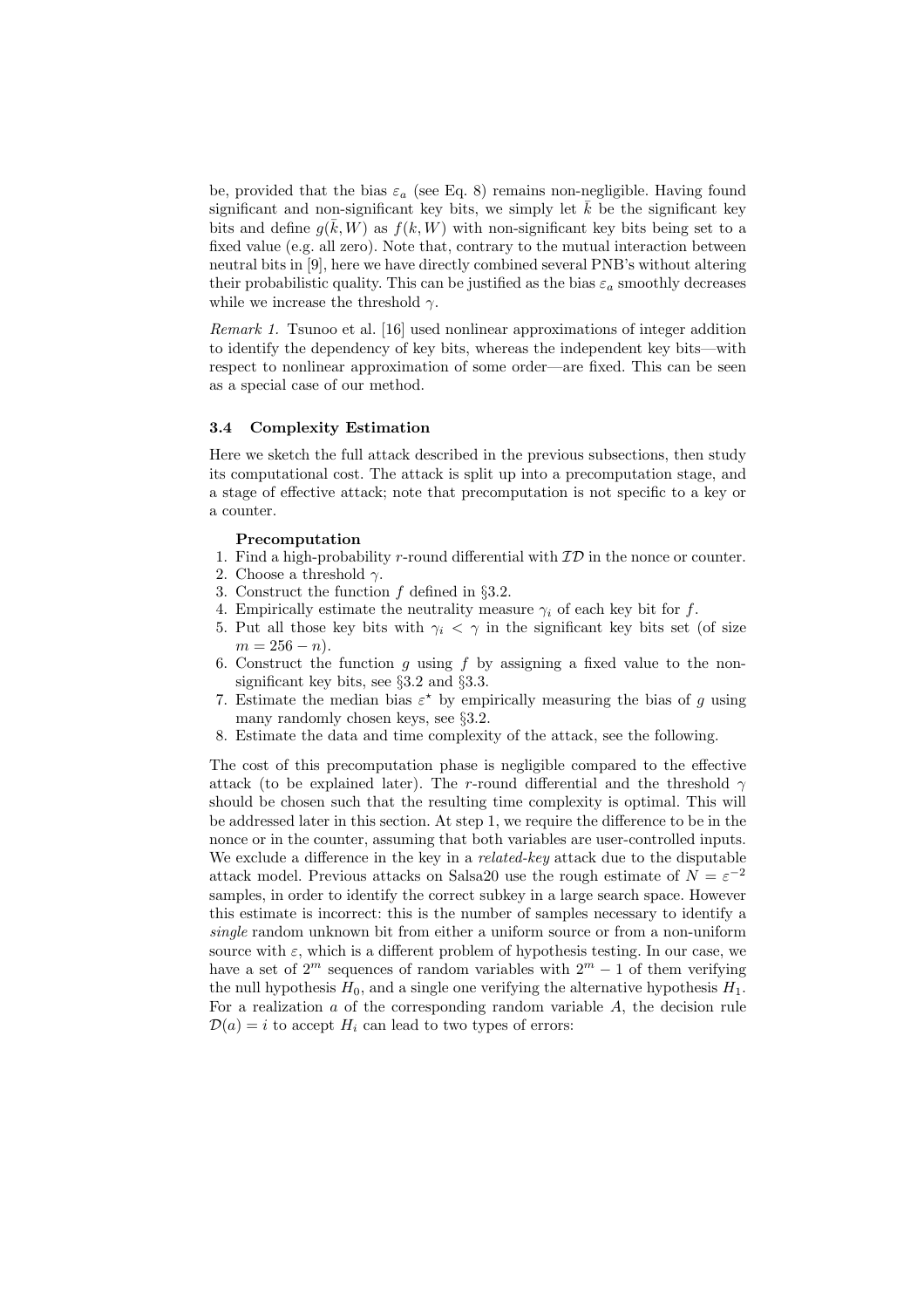be, provided that the bias $\varepsilon_a$ (see Eq. 8) remains non-negligible. Having found significant and non-significant key bits, we simply let $\bar{k}$ be the significant key bits and define $g(\bar{k}, W)$ as $f(k, W)$ with non-significant key bits being set to a fixed value (e.g. all zero). Note that, contrary to the mutual interaction between neutral bits in [9], here we have directly combined several PNB's without altering their probabilistic quality. This can be justified as the bias $\varepsilon_a$ smoothly decreases while we increase the threshold $\gamma$.

*Remark 1.* Tsunoo et al. [16] used nonlinear approximations of integer addition to identify the dependency of key bits, whereas the independent key bits—with respect to nonlinear approximation of some order—are fixed. This can be seen as a special case of our method.

### 3.4 Complexity Estimation

Here we sketch the full attack described in the previous subsections, then study its computational cost. The attack is split up into a precomputation stage, and a stage of effective attack; note that precomputation is not specific to a key or a counter.

**Precomputation**

1. Find a high-probability $r$-round differential with $\mathcal{ID}$ in the nonce or counter.
2. Choose a threshold $\gamma$.
3. Construct the function $f$ defined in §3.2.
4. Empirically estimate the neutrality measure $\gamma_i$ of each key bit for $f$.
5. Put all those key bits with $\gamma_i < \gamma$ in the significant key bits set (of size $m = 256 - n$).
6. Construct the function $g$ using $f$ by assigning a fixed value to the non-significant key bits, see §3.2 and §3.3.
7. Estimate the median bias $\varepsilon^\star$ by empirically measuring the bias of $g$ using many randomly chosen keys, see §3.2.
8. Estimate the data and time complexity of the attack, see the following.

The cost of this precomputation phase is negligible compared to the effective attack (to be explained later). The $r$-round differential and the threshold $\gamma$ should be chosen such that the resulting time complexity is optimal. This will be addressed later in this section. At step 1, we require the difference to be in the nonce or in the counter, assuming that both variables are user-controlled inputs. We exclude a difference in the key in a *related-key* attack due to the disputable attack model. Previous attacks on Salsa20 use the rough estimate of $N = \varepsilon^{-2}$ samples, in order to identify the correct subkey in a large search space. However this estimate is incorrect: this is the number of samples necessary to identify a *single* random unknown bit from either a uniform source or from a non-uniform source with $\varepsilon$, which is a different problem of hypothesis testing. In our case, we have a set of $2^m$ sequences of random variables with $2^m - 1$ of them verifying the null hypothesis $H_0$, and a single one verifying the alternative hypothesis $H_1$. For a realization $a$ of the corresponding random variable $A$, the decision rule $\mathcal{D}(a) = i$ to accept $H_i$ can lead to two types of errors: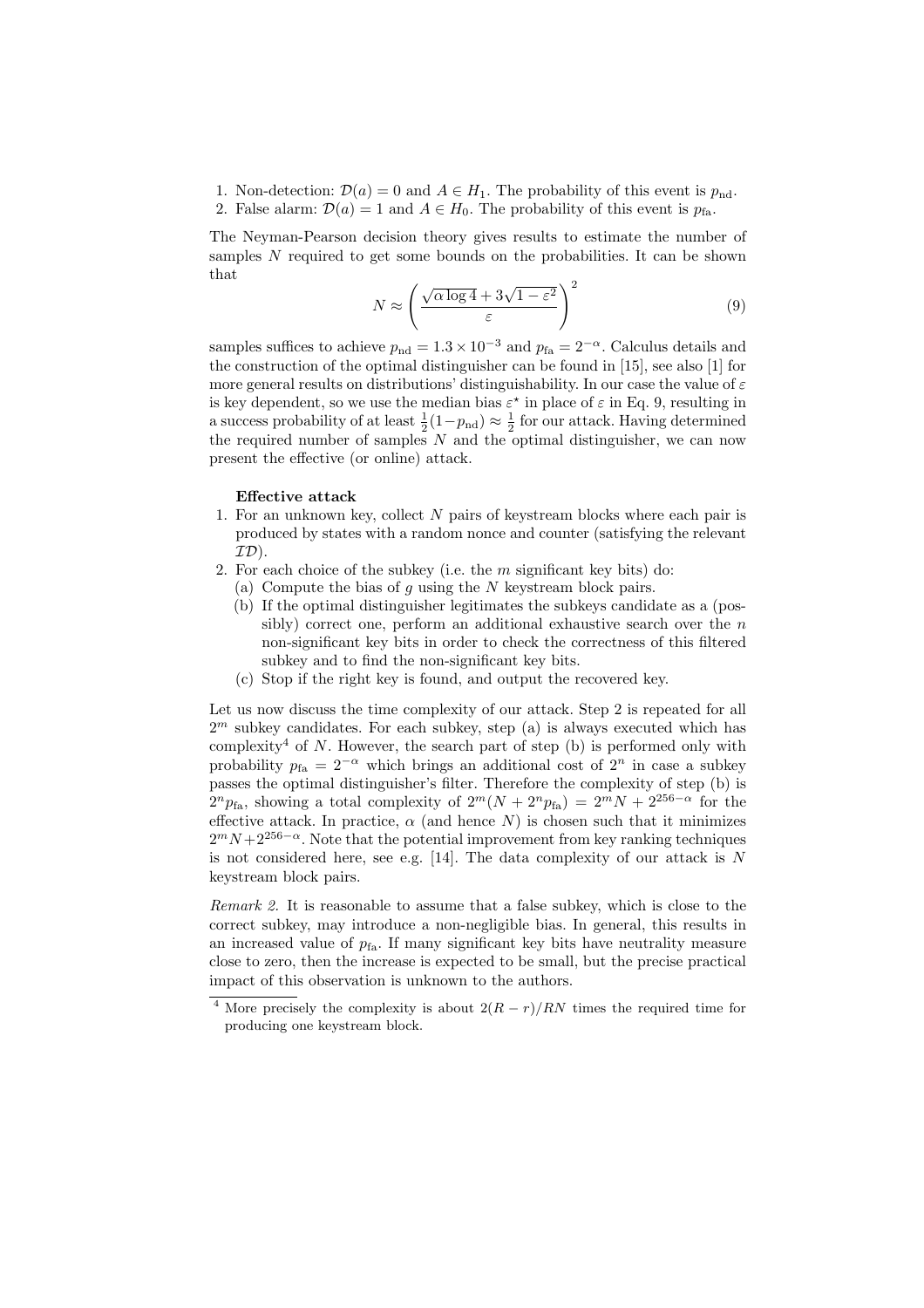1. Non-detection: $\mathcal{D}(a) = 0$ and $A \in H_1$. The probability of this event is $p_{\text{nd}}$.
2. False alarm: $\mathcal{D}(a) = 1$ and $A \in H_0$. The probability of this event is $p_{\text{fa}}$.

The Neyman-Pearson decision theory gives results to estimate the number of samples $N$ required to get some bounds on the probabilities. It can be shown that

$$N \approx \left( \frac{\sqrt{\alpha \log 4} + 3\sqrt{1 - \varepsilon^2}}{\varepsilon} \right)^2 \tag{9}$$

samples suffices to achieve $p_{\text{nd}} = 1.3 \times 10^{-3}$ and $p_{\text{fa}} = 2^{-\alpha}$. Calculus details and the construction of the optimal distinguisher can be found in [15], see also [1] for more general results on distributions' distinguishability. In our case the value of $\varepsilon$ is key dependent, so we use the median bias $\varepsilon^\star$ in place of $\varepsilon$ in Eq. 9, resulting in a success probability of at least $\frac{1}{2}(1-p_{\text{nd}}) \approx \frac{1}{2}$ for our attack. Having determined the required number of samples $N$ and the optimal distinguisher, we can now present the effective (or online) attack.

**Effective attack**

1. For an unknown key, collect $N$ pairs of keystream blocks where each pair is produced by states with a random nonce and counter (satisfying the relevant $\mathcal{ID}$).
2. For each choice of the subkey (i.e. the $m$ significant key bits) do:
   (a) Compute the bias of $g$ using the $N$ keystream block pairs.
   (b) If the optimal distinguisher legitimates the subkeys candidate as a (possibly) correct one, perform an additional exhaustive search over the $n$ non-significant key bits in order to check the correctness of this filtered subkey and to find the non-significant key bits.
   (c) Stop if the right key is found, and output the recovered key.

Let us now discuss the time complexity of our attack. Step 2 is repeated for all $2^m$ subkey candidates. For each subkey, step (a) is always executed which has complexity[4] of $N$. However, the search part of step (b) is performed only with probability $p_{\text{fa}} = 2^{-\alpha}$ which brings an additional cost of $2^n$ in case a subkey passes the optimal distinguisher's filter. Therefore the complexity of step (b) is $2^n p_{\text{fa}}$, showing a total complexity of $2^m(N + 2^n p_{\text{fa}}) = 2^m N + 2^{256-\alpha}$ for the effective attack. In practice, $\alpha$ (and hence $N$) is chosen such that it minimizes $2^m N + 2^{256-\alpha}$. Note that the potential improvement from key ranking techniques is not considered here, see e.g. [14]. The data complexity of our attack is $N$ keystream block pairs.

*Remark 2.* It is reasonable to assume that a false subkey, which is close to the correct subkey, may introduce a non-negligible bias. In general, this results in an increased value of $p_{\text{fa}}$. If many significant key bits have neutrality measure close to zero, then the increase is expected to be small, but the precise practical impact of this observation is unknown to the authors.

[4] More precisely the complexity is about $2(R - r)/RN$ times the required time for producing one keystream block.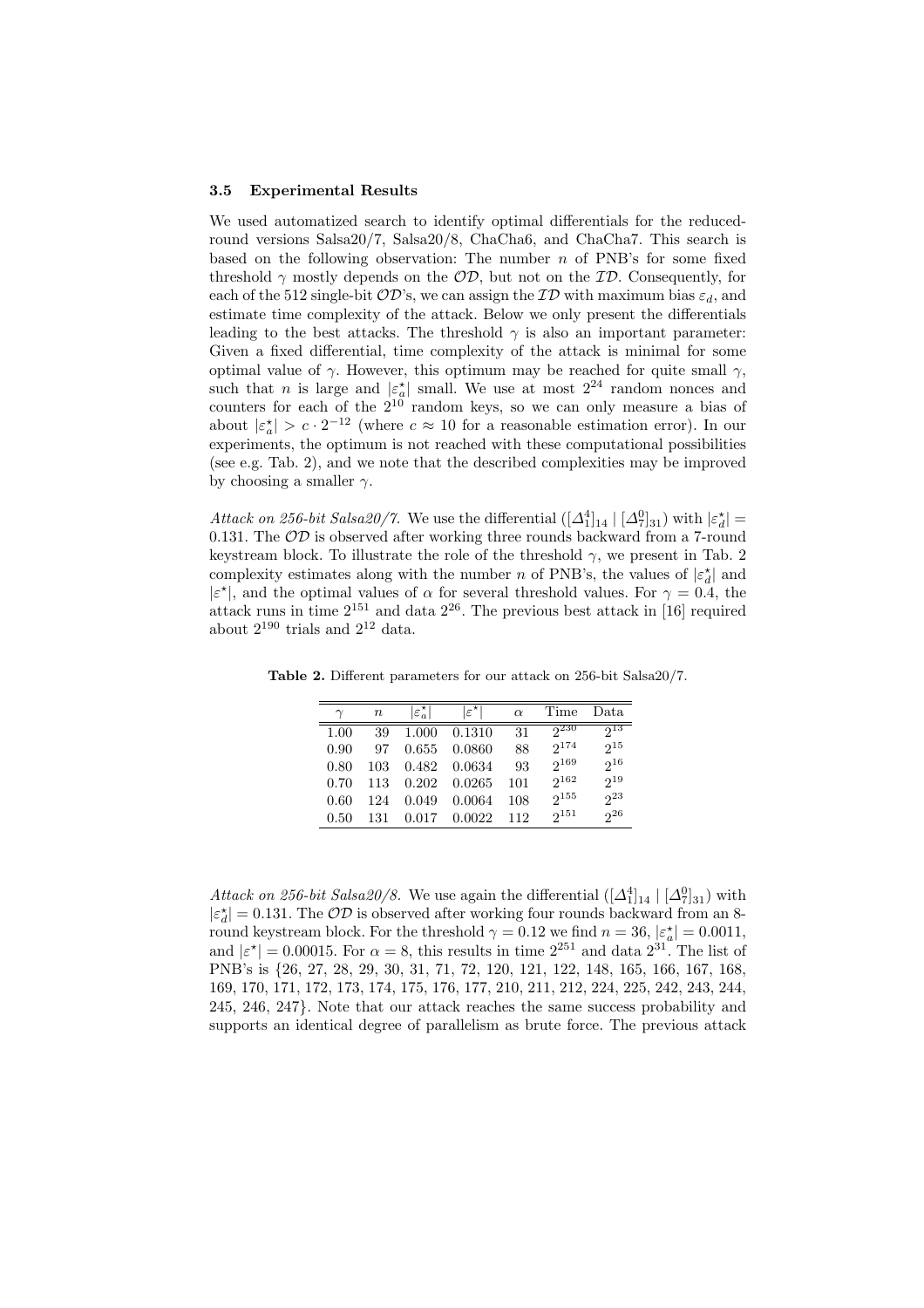### 3.5 Experimental Results

We used automatized search to identify optimal differentials for the reduced-round versions Salsa20/7, Salsa20/8, ChaCha6, and ChaCha7. This search is based on the following observation: The number $n$ of PNB's for some fixed threshold $\gamma$ mostly depends on the $\mathcal{OD}$, but not on the $\mathcal{ID}$. Consequently, for each of the 512 single-bit $\mathcal{OD}$'s, we can assign the $\mathcal{ID}$ with maximum bias $\varepsilon_d$, and estimate time complexity of the attack. Below we only present the differentials leading to the best attacks. The threshold $\gamma$ is also an important parameter: Given a fixed differential, time complexity of the attack is minimal for some optimal value of $\gamma$. However, this optimum may be reached for quite small $\gamma$, such that $n$ is large and $|\varepsilon_a^\star|$ small. We use at most $2^{24}$ random nonces and counters for each of the $2^{10}$ random keys, so we can only measure a bias of about $|\varepsilon_a^\star| > c \cdot 2^{-12}$ (where $c \approx 10$ for a reasonable estimation error). In our experiments, the optimum is not reached with these computational possibilities (see e.g. Tab. 2), and we note that the described complexities may be improved by choosing a smaller $\gamma$.

*Attack on 256-bit Salsa20/7.* We use the differential $([\Delta_1^4]_{14} \mid [\Delta_7^0]_{31})$ with $|\varepsilon_d^\star| = 0.131$. The $\mathcal{OD}$ is observed after working three rounds backward from a 7-round keystream block. To illustrate the role of the threshold $\gamma$, we present in Tab. 2 complexity estimates along with the number $n$ of PNB's, the values of $|\varepsilon_d^\star|$ and $|\varepsilon^\star|$, and the optimal values of $\alpha$ for several threshold values. For $\gamma = 0.4$, the attack runs in time $2^{151}$ and data $2^{26}$. The previous best attack in [16] required about $2^{190}$ trials and $2^{12}$ data.

**Table 2.** Different parameters for our attack on 256-bit Salsa20/7.

| $\gamma$ | $n$ | $\lvert\varepsilon_a^\star\rvert$ | $\lvert\varepsilon^\star\rvert$ | $\alpha$ | Time | Data |
|---|---|---|---|---|---|---|
| 1.00 | 39 | 1.000 | 0.1310 | 31 | $2^{230}$ | $2^{13}$ |
| 0.90 | 97 | 0.655 | 0.0860 | 88 | $2^{174}$ | $2^{15}$ |
| 0.80 | 103 | 0.482 | 0.0634 | 93 | $2^{169}$ | $2^{16}$ |
| 0.70 | 113 | 0.202 | 0.0265 | 101 | $2^{162}$ | $2^{19}$ |
| 0.60 | 124 | 0.049 | 0.0064 | 108 | $2^{155}$ | $2^{23}$ |
| 0.50 | 131 | 0.017 | 0.0022 | 112 | $2^{151}$ | $2^{26}$ |

*Attack on 256-bit Salsa20/8.* We use again the differential $([\Delta_1^4]_{14} \mid [\Delta_7^0]_{31})$ with $|\varepsilon_d^\star| = 0.131$. The $\mathcal{OD}$ is observed after working four rounds backward from an 8-round keystream block. For the threshold $\gamma = 0.12$ we find $n = 36$, $|\varepsilon_a^\star| = 0.0011$, and $|\varepsilon^\star| = 0.00015$. For $\alpha = 8$, this results in time $2^{251}$ and data $2^{31}$. The list of PNB's is {26, 27, 28, 29, 30, 31, 71, 72, 120, 121, 122, 148, 165, 166, 167, 168, 169, 170, 171, 172, 173, 174, 175, 176, 177, 210, 211, 212, 224, 225, 242, 243, 244, 245, 246, 247}. Note that our attack reaches the same success probability and supports an identical degree of parallelism as brute force. The previous attack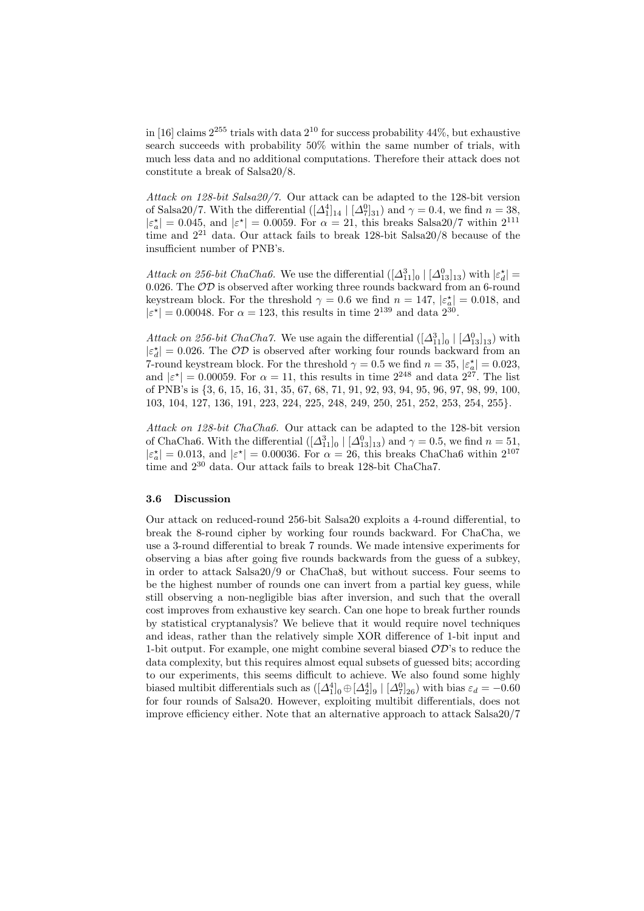in [16] claims $2^{255}$ trials with data $2^{10}$ for success probability 44%, but exhaustive search succeeds with probability 50% within the same number of trials, with much less data and no additional computations. Therefore their attack does not constitute a break of Salsa20/8.

*Attack on 128-bit Salsa20/7.* Our attack can be adapted to the 128-bit version of Salsa20/7. With the differential $([\Delta_1^4]_{14} \mid [\Delta_7^0]_{31})$ and $\gamma = 0.4$, we find $n = 38$, $|\varepsilon_a^\star| = 0.045$, and $|\varepsilon^\star| = 0.0059$. For $\alpha = 21$, this breaks Salsa20/7 within $2^{111}$ time and $2^{21}$ data. Our attack fails to break 128-bit Salsa20/8 because of the insufficient number of PNB's.

*Attack on 256-bit ChaCha6.* We use the differential $([\Delta_{11}^3]_0 \mid [\Delta_{13}^0]_{13})$ with $|\varepsilon_d^\star| = 0.026$. The $\mathcal{OD}$ is observed after working three rounds backward from an 6-round keystream block. For the threshold $\gamma = 0.6$ we find $n = 147$, $|\varepsilon_a^\star| = 0.018$, and $|\varepsilon^\star| = 0.00048$. For $\alpha = 123$, this results in time $2^{139}$ and data $2^{30}$.

*Attack on 256-bit ChaCha7.* We use again the differential $([\Delta_{11}^3]_0 \mid [\Delta_{13}^0]_{13})$ with $|\varepsilon_d^\star| = 0.026$. The $\mathcal{OD}$ is observed after working four rounds backward from an 7-round keystream block. For the threshold $\gamma = 0.5$ we find $n = 35$, $|\varepsilon_a^\star| = 0.023$, and $|\varepsilon^\star| = 0.00059$. For $\alpha = 11$, this results in time $2^{248}$ and data $2^{27}$. The list of PNB's is {3, 6, 15, 16, 31, 35, 67, 68, 71, 91, 92, 93, 94, 95, 96, 97, 98, 99, 100, 103, 104, 127, 136, 191, 223, 224, 225, 248, 249, 250, 251, 252, 253, 254, 255}.

*Attack on 128-bit ChaCha6.* Our attack can be adapted to the 128-bit version of ChaCha6. With the differential $([\Delta_{11}^3]_0 \mid [\Delta_{13}^0]_{13})$ and $\gamma = 0.5$, we find $n = 51$, $|\varepsilon_a^\star| = 0.013$, and $|\varepsilon^\star| = 0.00036$. For $\alpha = 26$, this breaks ChaCha6 within $2^{107}$ time and $2^{30}$ data. Our attack fails to break 128-bit ChaCha7.

### 3.6 Discussion

Our attack on reduced-round 256-bit Salsa20 exploits a 4-round differential, to break the 8-round cipher by working four rounds backward. For ChaCha, we use a 3-round differential to break 7 rounds. We made intensive experiments for observing a bias after going five rounds backwards from the guess of a subkey, in order to attack Salsa20/9 or ChaCha8, but without success. Four seems to be the highest number of rounds one can invert from a partial key guess, while still observing a non-negligible bias after inversion, and such that the overall cost improves from exhaustive key search. Can one hope to break further rounds by statistical cryptanalysis? We believe that it would require novel techniques and ideas, rather than the relatively simple XOR difference of 1-bit input and 1-bit output. For example, one might combine several biased $\mathcal{OD}$'s to reduce the data complexity, but this requires almost equal subsets of guessed bits; according to our experiments, this seems difficult to achieve. We also found some highly biased multibit differentials such as $([\Delta_1^4]_0 \oplus [\Delta_2^4]_9 \mid [\Delta_7^0]_{26})$ with bias $\varepsilon_d = -0.60$ for four rounds of Salsa20. However, exploiting multibit differentials, does not improve efficiency either. Note that an alternative approach to attack Salsa20/7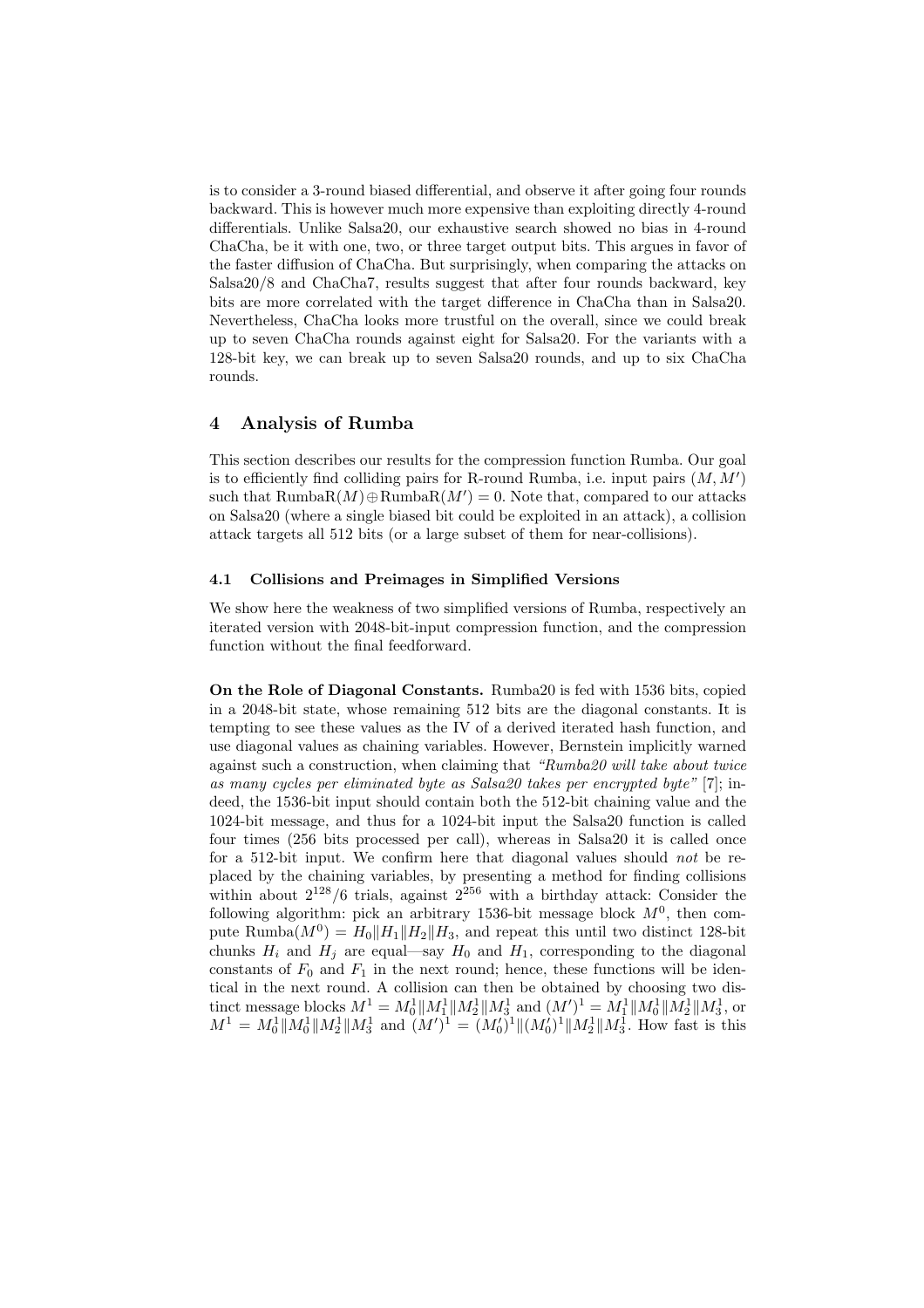is to consider a 3-round biased differential, and observe it after going four rounds backward. This is however much more expensive than exploiting directly 4-round differentials. Unlike Salsa20, our exhaustive search showed no bias in 4-round ChaCha, be it with one, two, or three target output bits. This argues in favor of the faster diffusion of ChaCha. But surprisingly, when comparing the attacks on Salsa20/8 and ChaCha7, results suggest that after four rounds backward, key bits are more correlated with the target difference in ChaCha than in Salsa20. Nevertheless, ChaCha looks more trustful on the overall, since we could break up to seven ChaCha rounds against eight for Salsa20. For the variants with a 128-bit key, we can break up to seven Salsa20 rounds, and up to six ChaCha rounds.

## 4 Analysis of Rumba

This section describes our results for the compression function Rumba. Our goal is to efficiently find colliding pairs for R-round Rumba, i.e. input pairs $(M, M')$ such that $\text{RumbaR}(M) \oplus \text{RumbaR}(M') = 0$. Note that, compared to our attacks on Salsa20 (where a single biased bit could be exploited in an attack), a collision attack targets all 512 bits (or a large subset of them for near-collisions).

### 4.1 Collisions and Preimages in Simplified Versions

We show here the weakness of two simplified versions of Rumba, respectively an iterated version with 2048-bit-input compression function, and the compression function without the final feedforward.

**On the Role of Diagonal Constants.** Rumba20 is fed with 1536 bits, copied in a 2048-bit state, whose remaining 512 bits are the diagonal constants. It is tempting to see these values as the IV of a derived iterated hash function, and use diagonal values as chaining variables. However, Bernstein implicitly warned against such a construction, when claiming that *"Rumba20 will take about twice as many cycles per eliminated byte as Salsa20 takes per encrypted byte"* [7]; indeed, the 1536-bit input should contain both the 512-bit chaining value and the 1024-bit message, and thus for a 1024-bit input the Salsa20 function is called four times (256 bits processed per call), whereas in Salsa20 it is called once for a 512-bit input. We confirm here that diagonal values should *not* be replaced by the chaining variables, by presenting a method for finding collisions within about $2^{128}/6$ trials, against $2^{256}$ with a birthday attack: Consider the following algorithm: pick an arbitrary 1536-bit message block $M^0$, then compute $\text{Rumba}(M^0) = H_0 \| H_1 \| H_2 \| H_3$, and repeat this until two distinct 128-bit chunks $H_i$ and $H_j$ are equal—say $H_0$ and $H_1$, corresponding to the diagonal constants of $F_0$ and $F_1$ in the next round; hence, these functions will be identical in the next round. A collision can then be obtained by choosing two distinct message blocks $M^1 = M_0^1 \| M_1^1 \| M_2^1 \| M_3^1$ and $(M')^1 = M_1^1 \| M_0^1 \| M_2^1 \| M_3^1$, or $M^1 = M_0^1 \| M_0^1 \| M_2^1 \| M_3^1$ and $(M')^1 = (M_0')^1 \| (M_0')^1 \| M_2^1 \| M_3^1$. How fast is this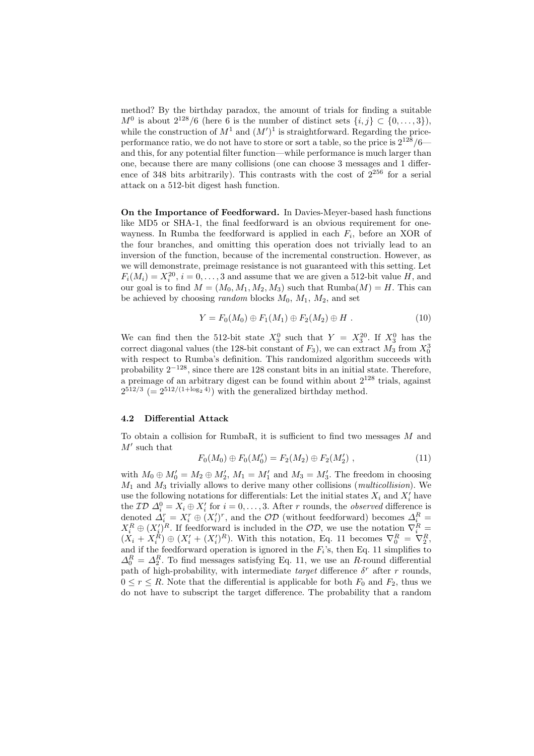method? By the birthday paradox, the amount of trials for finding a suitable $M^0$ is about $2^{128}/6$ (here 6 is the number of distinct sets $\{i, j\} \subset \{0, \ldots, 3\}$), while the construction of $M^1$ and $(M')^1$ is straightforward. Regarding the price-performance ratio, we do not have to store or sort a table, so the price is $2^{128}/6$—and this, for any potential filter function—while performance is much larger than one, because there are many collisions (one can choose 3 messages and 1 difference of 348 bits arbitrarily). This contrasts with the cost of $2^{256}$ for a serial attack on a 512-bit digest hash function.

**On the Importance of Feedforward.** In Davies-Meyer-based hash functions like MD5 or SHA-1, the final feedforward is an obvious requirement for one-wayness. In Rumba the feedforward is applied in each $F_i$, before an XOR of the four branches, and omitting this operation does not trivially lead to an inversion of the function, because of the incremental construction. However, as we will demonstrate, preimage resistance is not guaranteed with this setting. Let $F_i(M_i) = X_i^{20}$, $i = 0, \ldots, 3$ and assume that we are given a 512-bit value $H$, and our goal is to find $M = (M_0, M_1, M_2, M_3)$ such that $\text{Rumba}(M) = H$. This can be achieved by choosing *random* blocks $M_0$, $M_1$, $M_2$, and set

$$Y = F_0(M_0) \oplus F_1(M_1) \oplus F_2(M_2) \oplus H \ . \tag{10}$$

We can find then the 512-bit state $X_3^0$ such that $Y = X_3^{20}$. If $X_3^0$ has the correct diagonal values (the 128-bit constant of $F_3$), we can extract $M_3$ from $X_0^3$ with respect to Rumba's definition. This randomized algorithm succeeds with probability $2^{-128}$, since there are 128 constant bits in an initial state. Therefore, a preimage of an arbitrary digest can be found within about $2^{128}$ trials, against $2^{512/3}$ $(= 2^{512/(1+\log_2 4)})$ with the generalized birthday method.

### 4.2 Differential Attack

To obtain a collision for RumbaR, it is sufficient to find two messages $M$ and $M'$ such that

$$F_0(M_0) \oplus F_0(M_0') = F_2(M_2) \oplus F_2(M_2') \ , \tag{11}$$

with $M_0 \oplus M_0' = M_2 \oplus M_2'$, $M_1 = M_1'$ and $M_3 = M_3'$. The freedom in choosing $M_1$ and $M_3$ trivially allows to derive many other collisions (*multicollision*). We use the following notations for differentials: Let the initial states $X_i$ and $X_i'$ have the $\mathcal{ID}$ $\Delta_i^0 = X_i \oplus X_i'$ for $i = 0, \ldots, 3$. After $r$ rounds, the *observed* difference is denoted $\Delta_i^r = X_i^r \oplus (X_i')^r$, and the $\mathcal{OD}$ (without feedforward) becomes $\Delta_i^R = X_i^R \oplus (X_i')^R$. If feedforward is included in the $\mathcal{OD}$, we use the notation $\nabla_i^R = (X_i + X_i^R) \oplus (X_i' + (X_i')^R)$. With this notation, Eq. 11 becomes $\nabla_0^R = \nabla_2^R$, and if the feedforward operation is ignored in the $F_i$'s, then Eq. 11 simplifies to $\Delta_0^R = \Delta_2^R$. To find messages satisfying Eq. 11, we use an $R$-round differential path of high-probability, with intermediate *target* difference $\delta^r$ after $r$ rounds, $0 \leq r \leq R$. Note that the differential is applicable for both $F_0$ and $F_2$, thus we do not have to subscript the target difference. The probability that a random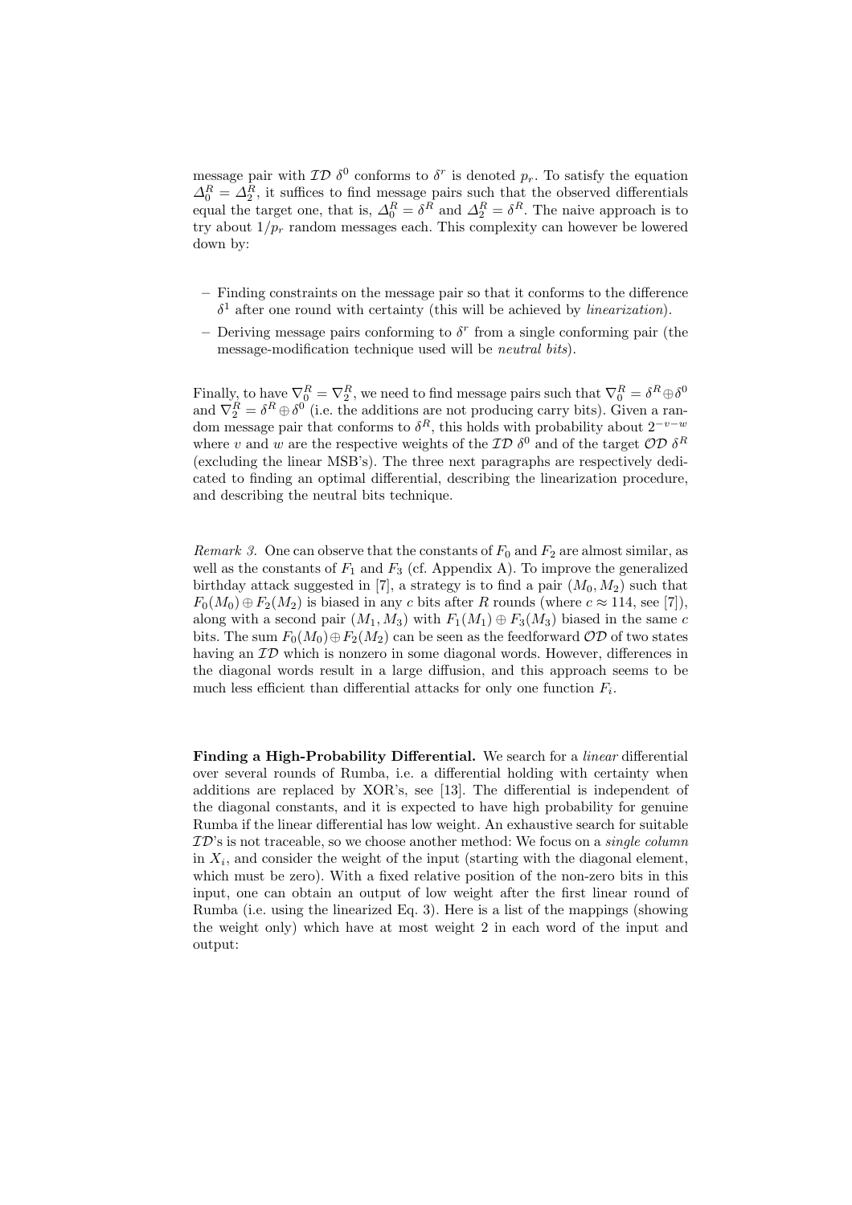message pair with $\mathcal{ID}$ $\delta^0$ conforms to $\delta^r$ is denoted $p_r$. To satisfy the equation $\Delta_0^R = \Delta_2^R$, it suffices to find message pairs such that the observed differentials equal the target one, that is, $\Delta_0^R = \delta^R$ and $\Delta_2^R = \delta^R$. The naive approach is to try about $1/p_r$ random messages each. This complexity can however be lowered down by:

- Finding constraints on the message pair so that it conforms to the difference $\delta^1$ after one round with certainty (this will be achieved by *linearization*).
- Deriving message pairs conforming to $\delta^r$ from a single conforming pair (the message-modification technique used will be *neutral bits*).

Finally, to have $\nabla_0^R = \nabla_2^R$, we need to find message pairs such that $\nabla_0^R = \delta^R \oplus \delta^0$ and $\nabla_2^R = \delta^R \oplus \delta^0$ (i.e. the additions are not producing carry bits). Given a random message pair that conforms to $\delta^R$, this holds with probability about $2^{-v-w}$ where $v$ and $w$ are the respective weights of the $\mathcal{ID}$ $\delta^0$ and of the target $\mathcal{OD}$ $\delta^R$ (excluding the linear MSB's). The three next paragraphs are respectively dedicated to finding an optimal differential, describing the linearization procedure, and describing the neutral bits technique.

*Remark 3.* One can observe that the constants of $F_0$ and $F_2$ are almost similar, as well as the constants of $F_1$ and $F_3$ (cf. Appendix A). To improve the generalized birthday attack suggested in [7], a strategy is to find a pair $(M_0, M_2)$ such that $F_0(M_0) \oplus F_2(M_2)$ is biased in any $c$ bits after $R$ rounds (where $c \approx 114$, see [7]), along with a second pair $(M_1, M_3)$ with $F_1(M_1) \oplus F_3(M_3)$ biased in the same $c$ bits. The sum $F_0(M_0) \oplus F_2(M_2)$ can be seen as the feedforward $\mathcal{OD}$ of two states having an $\mathcal{ID}$ which is nonzero in some diagonal words. However, differences in the diagonal words result in a large diffusion, and this approach seems to be much less efficient than differential attacks for only one function $F_i$.

**Finding a High-Probability Differential.** We search for a *linear* differential over several rounds of Rumba, i.e. a differential holding with certainty when additions are replaced by XOR's, see [13]. The differential is independent of the diagonal constants, and it is expected to have high probability for genuine Rumba if the linear differential has low weight. An exhaustive search for suitable $\mathcal{ID}$'s is not traceable, so we choose another method: We focus on a *single column* in $X_i$, and consider the weight of the input (starting with the diagonal element, which must be zero). With a fixed relative position of the non-zero bits in this input, one can obtain an output of low weight after the first linear round of Rumba (i.e. using the linearized Eq. 3). Here is a list of the mappings (showing the weight only) which have at most weight 2 in each word of the input and output: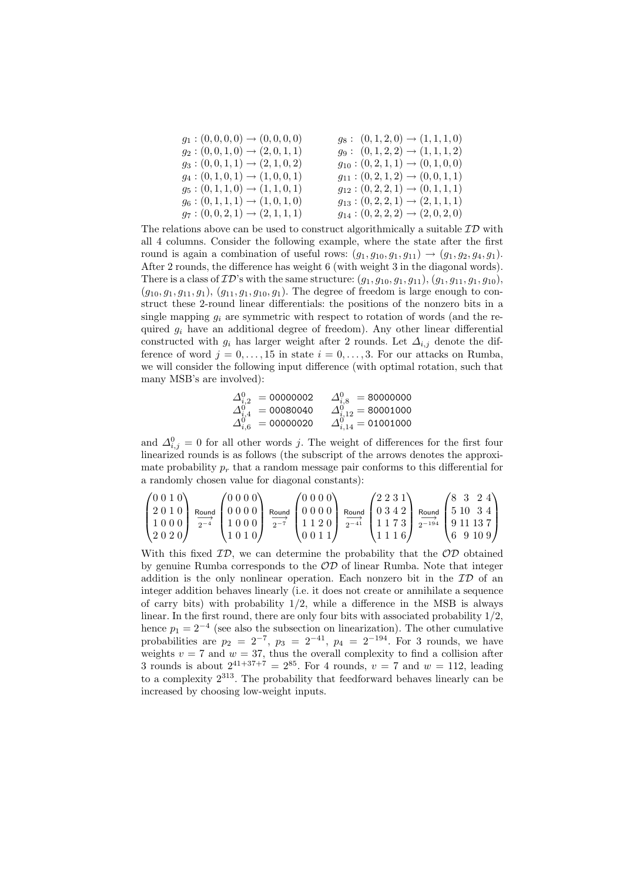$$
\begin{array}{ll}
g_1 : (0,0,0,0) \to (0,0,0,0) & g_8 : \ (0,1,2,0) \to (1,1,1,0) \\
g_2 : (0,0,1,0) \to (2,0,1,1) & g_9 : \ (0,1,2,2) \to (1,1,1,2) \\
g_3 : (0,0,1,1) \to (2,1,0,2) & g_{10} : (0,2,1,1) \to (0,1,0,0) \\
g_4 : (0,1,0,1) \to (1,0,0,1) & g_{11} : (0,2,1,2) \to (0,0,1,1) \\
g_5 : (0,1,1,0) \to (1,1,0,1) & g_{12} : (0,2,2,1) \to (0,1,1,1) \\
g_6 : (0,1,1,1) \to (1,0,1,0) & g_{13} : (0,2,2,1) \to (2,1,1,1) \\
g_7 : (0,0,2,1) \to (2,1,1,1) & g_{14} : (0,2,2,2) \to (2,0,2,0)
\end{array}
$$

The relations above can be used to construct algorithmically a suitable $\mathcal{ID}$ with all 4 columns. Consider the following example, where the state after the first round is again a combination of useful rows: $(g_1, g_{10}, g_1, g_{11}) \to (g_1, g_2, g_4, g_1)$. After 2 rounds, the difference has weight 6 (with weight 3 in the diagonal words). There is a class of $\mathcal{ID}$'s with the same structure: $(g_1, g_{10}, g_1, g_{11})$, $(g_1, g_{11}, g_1, g_{10})$, $(g_{10}, g_1, g_{11}, g_1)$, $(g_{11}, g_1, g_{10}, g_1)$. The degree of freedom is large enough to construct these 2-round linear differentials: the positions of the nonzero bits in a single mapping $g_i$ are symmetric with respect to rotation of words (and the required $g_i$ have an additional degree of freedom). Any other linear differential constructed with $g_i$ has larger weight after 2 rounds. Let $\Delta_{i,j}$ denote the difference of word $j = 0, \ldots, 15$ in state $i = 0, \ldots, 3$. For our attacks on Rumba, we will consider the following input difference (with optimal rotation, such that many MSB's are involved):

$$
\begin{array}{ll}
\Delta^0_{i,2} = \texttt{00000002} & \Delta^0_{i,8} = \texttt{80000000} \\
\Delta^0_{i,4} = \texttt{00080040} & \Delta^0_{i,12} = \texttt{80001000} \\
\Delta^0_{i,6} = \texttt{00000020} & \Delta^0_{i,14} = \texttt{01001000}
\end{array}
$$

and $\Delta^0_{i,j} = 0$ for all other words $j$. The weight of differences for the first four linearized rounds is as follows (the subscript of the arrows denotes the approximate probability $p_r$ that a random message pair conforms to this differential for a randomly chosen value for diagonal constants):

$$
\begin{pmatrix} 0\,0\,1\,0 \\ 2\,0\,1\,0 \\ 1\,0\,0\,0 \\ 2\,0\,2\,0 \end{pmatrix}
\xrightarrow[2^{-4}]{\text{Round}}
\begin{pmatrix} 0\,0\,0\,0 \\ 0\,0\,0\,0 \\ 1\,0\,0\,0 \\ 1\,0\,1\,0 \end{pmatrix}
\xrightarrow[2^{-7}]{\text{Round}}
\begin{pmatrix} 0\,0\,0\,0 \\ 0\,0\,0\,0 \\ 1\,1\,2\,0 \\ 0\,0\,1\,1 \end{pmatrix}
\xrightarrow[2^{-41}]{\text{Round}}
\begin{pmatrix} 2\,2\,3\,1 \\ 0\,3\,4\,2 \\ 1\,1\,7\,3 \\ 1\,1\,1\,6 \end{pmatrix}
\xrightarrow[2^{-194}]{\text{Round}}
\begin{pmatrix} 8\;\;3\;\;2\;4 \\ 5\;10\;\;3\;4 \\ 9\;11\;13\;7 \\ 6\;\;9\;10\;9 \end{pmatrix}
$$

With this fixed $\mathcal{ID}$, we can determine the probability that the $\mathcal{OD}$ obtained by genuine Rumba corresponds to the $\mathcal{OD}$ of linear Rumba. Note that integer addition is the only nonlinear operation. Each nonzero bit in the $\mathcal{ID}$ of an integer addition behaves linearly (i.e. it does not create or annihilate a sequence of carry bits) with probability 1/2, while a difference in the MSB is always linear. In the first round, there are only four bits with associated probability 1/2, hence $p_1 = 2^{-4}$ (see also the subsection on linearization). The other cumulative probabilities are $p_2 = 2^{-7}$, $p_3 = 2^{-41}$, $p_4 = 2^{-194}$. For 3 rounds, we have weights $v = 7$ and $w = 37$, thus the overall complexity to find a collision after 3 rounds is about $2^{41+37+7} = 2^{85}$. For 4 rounds, $v = 7$ and $w = 112$, leading to a complexity $2^{313}$. The probability that feedforward behaves linearly can be increased by choosing low-weight inputs.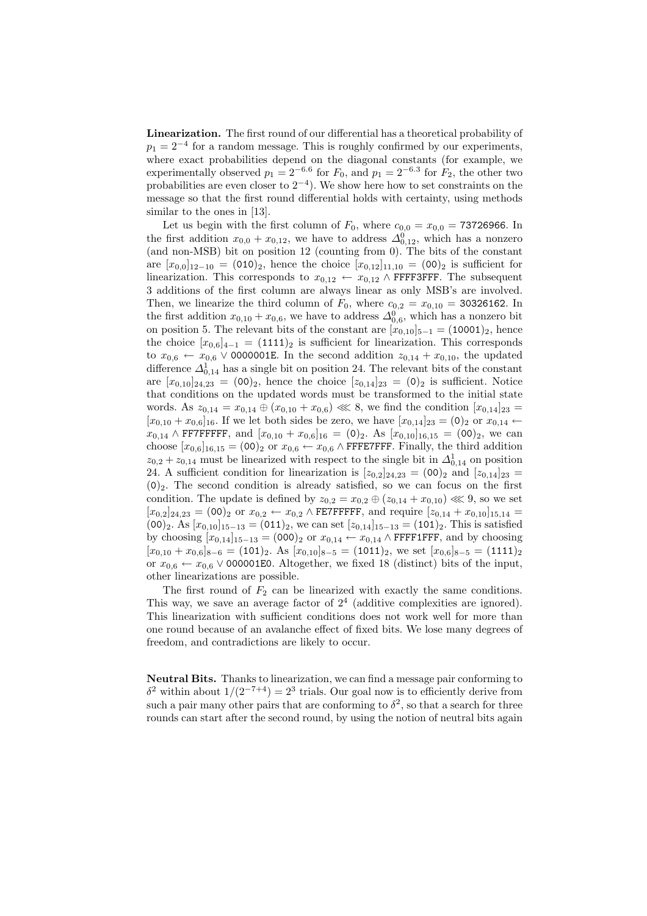**Linearization.** The first round of our differential has a theoretical probability of $p_1 = 2^{-4}$ for a random message. This is roughly confirmed by our experiments, where exact probabilities depend on the diagonal constants (for example, we experimentally observed $p_1 = 2^{-6.6}$ for $F_0$, and $p_1 = 2^{-6.3}$ for $F_2$, the other two probabilities are even closer to $2^{-4}$). We show here how to set constraints on the message so that the first round differential holds with certainty, using methods similar to the ones in [13].

Let us begin with the first column of $F_0$, where $c_{0,0} = x_{0,0} = \texttt{73726966}$. In the first addition $x_{0,0} + x_{0,12}$, we have to address $\Delta^0_{0,12}$, which has a nonzero (and non-MSB) bit on position 12 (counting from 0). The bits of the constant are $[x_{0,0}]_{12-10} = (\texttt{010})_2$, hence the choice $[x_{0,12}]_{11,10} = (\texttt{00})_2$ is sufficient for linearization. This corresponds to $x_{0,12} \leftarrow x_{0,12} \wedge \texttt{FFFF3FFF}$. The subsequent 3 additions of the first column are always linear as only MSB's are involved. Then, we linearize the third column of $F_0$, where $c_{0,2} = x_{0,10} = \texttt{30326162}$. In the first addition $x_{0,10} + x_{0,6}$, we have to address $\Delta^0_{0,6}$, which has a nonzero bit on position 5. The relevant bits of the constant are $[x_{0,10}]_{5-1} = (\texttt{10001})_2$, hence the choice $[x_{0,6}]_{4-1} = (\texttt{1111})_2$ is sufficient for linearization. This corresponds to $x_{0,6} \leftarrow x_{0,6} \vee \texttt{0000001E}$. In the second addition $z_{0,14} + x_{0,10}$, the updated difference $\Delta^1_{0,14}$ has a single bit on position 24. The relevant bits of the constant are $[x_{0,10}]_{24,23} = (\texttt{00})_2$, hence the choice $[z_{0,14}]_{23} = (\texttt{0})_2$ is sufficient. Notice that conditions on the updated words must be transformed to the initial state words. As $z_{0,14} = x_{0,14} \oplus (x_{0,10} + x_{0,6}) \lll 8$, we find the condition $[x_{0,14}]_{23} = [x_{0,10} + x_{0,6}]_{16}$. If we let both sides be zero, we have $[x_{0,14}]_{23} = (\texttt{0})_2$ or $x_{0,14} \leftarrow x_{0,14} \wedge \texttt{FF7FFFFF}$, and $[x_{0,10} + x_{0,6}]_{16} = (\texttt{0})_2$. As $[x_{0,10}]_{16,15} = (\texttt{00})_2$, we can choose $[x_{0,6}]_{16,15} = (\texttt{00})_2$ or $x_{0,6} \leftarrow x_{0,6} \wedge \texttt{FFFE7FFF}$. Finally, the third addition $z_{0,2} + z_{0,14}$ must be linearized with respect to the single bit in $\Delta^1_{0,14}$ on position 24. A sufficient condition for linearization is $[z_{0,2}]_{24,23} = (\texttt{00})_2$ and $[z_{0,14}]_{23} = (\texttt{0})_2$. The second condition is already satisfied, so we can focus on the first condition. The update is defined by $z_{0,2} = x_{0,2} \oplus (z_{0,14} + x_{0,10}) \lll 9$, so we set $[x_{0,2}]_{24,23} = (\texttt{00})_2$ or $x_{0,2} \leftarrow x_{0,2} \wedge \texttt{FE7FFFFF}$, and require $[z_{0,14} + x_{0,10}]_{15,14} = (\texttt{00})_2$. As $[x_{0,10}]_{15-13} = (\texttt{011})_2$, we can set $[z_{0,14}]_{15-13} = (\texttt{101})_2$. This is satisfied by choosing $[x_{0,14}]_{15-13} = (\texttt{000})_2$ or $x_{0,14} \leftarrow x_{0,14} \wedge \texttt{FFFF1FFF}$, and by choosing $[x_{0,10} + x_{0,6}]_{8-6} = (\texttt{101})_2$. As $[x_{0,10}]_{8-5} = (\texttt{1011})_2$, we set $[x_{0,6}]_{8-5} = (\texttt{1111})_2$ or $x_{0,6} \leftarrow x_{0,6} \vee \texttt{000001E0}$. Altogether, we fixed 18 (distinct) bits of the input, other linearizations are possible.

The first round of $F_2$ can be linearized with exactly the same conditions. This way, we save an average factor of $2^4$ (additive complexities are ignored). This linearization with sufficient conditions does not work well for more than one round because of an avalanche effect of fixed bits. We lose many degrees of freedom, and contradictions are likely to occur.

**Neutral Bits.** Thanks to linearization, we can find a message pair conforming to $\delta^2$ within about $1/(2^{-7+4}) = 2^3$ trials. Our goal now is to efficiently derive from such a pair many other pairs that are conforming to $\delta^2$, so that a search for three rounds can start after the second round, by using the notion of neutral bits again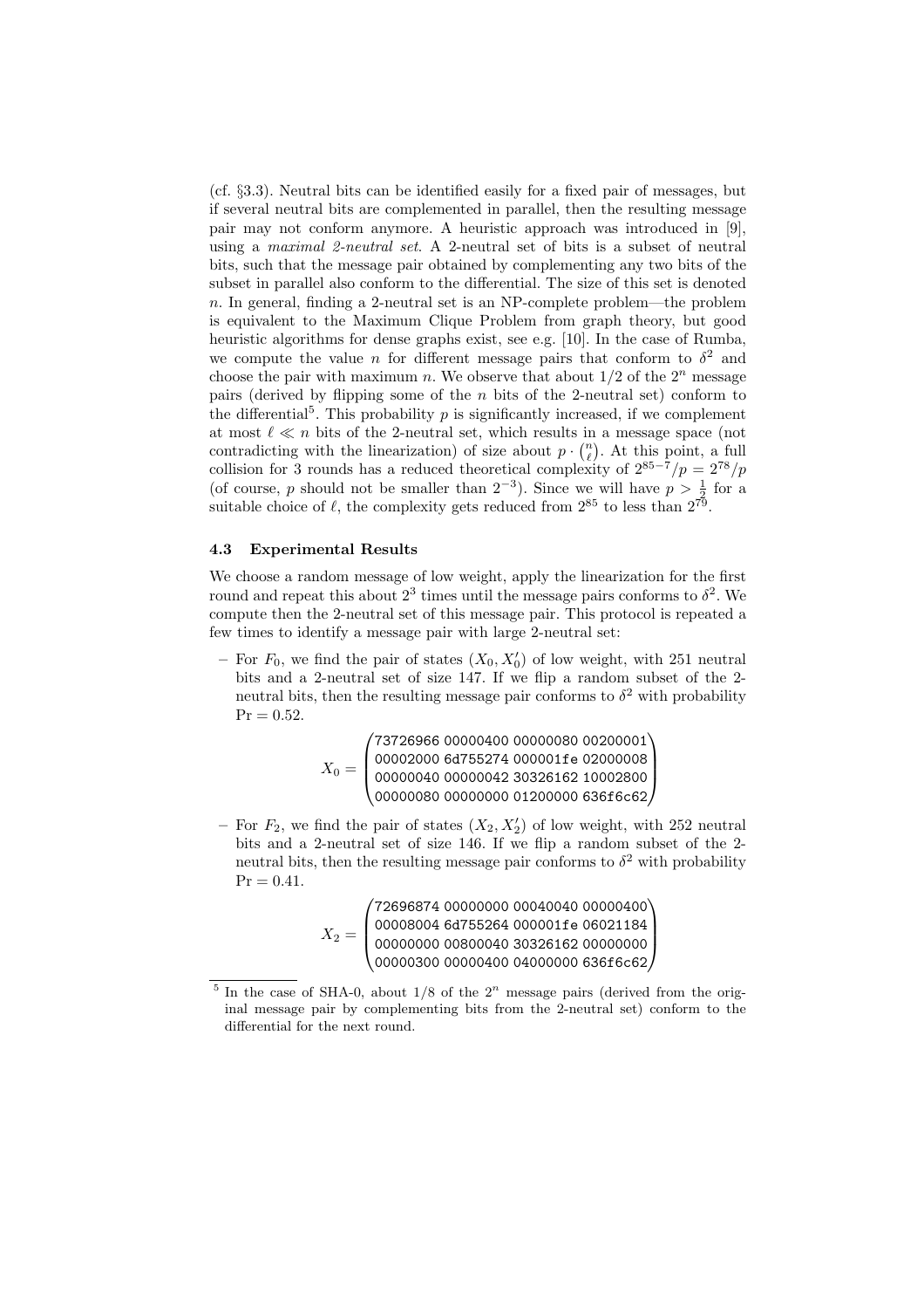(cf. §3.3). Neutral bits can be identified easily for a fixed pair of messages, but if several neutral bits are complemented in parallel, then the resulting message pair may not conform anymore. A heuristic approach was introduced in [9], using a *maximal 2-neutral set*. A 2-neutral set of bits is a subset of neutral bits, such that the message pair obtained by complementing any two bits of the subset in parallel also conform to the differential. The size of this set is denoted $n$. In general, finding a 2-neutral set is an NP-complete problem—the problem is equivalent to the Maximum Clique Problem from graph theory, but good heuristic algorithms for dense graphs exist, see e.g. [10]. In the case of Rumba, we compute the value $n$ for different message pairs that conform to $\delta^2$ and choose the pair with maximum $n$. We observe that about $1/2$ of the $2^n$ message pairs (derived by flipping some of the $n$ bits of the 2-neutral set) conform to the differential[5]. This probability $p$ is significantly increased, if we complement at most $\ell \ll n$ bits of the 2-neutral set, which results in a message space (not contradicting with the linearization) of size about $p \cdot \binom{n}{\ell}$. At this point, a full collision for 3 rounds has a reduced theoretical complexity of $2^{85-7}/p = 2^{78}/p$ (of course, $p$ should not be smaller than $2^{-3}$). Since we will have $p > \frac{1}{2}$ for a suitable choice of $\ell$, the complexity gets reduced from $2^{85}$ to less than $2^{79}$.

### 4.3 Experimental Results

We choose a random message of low weight, apply the linearization for the first round and repeat this about $2^3$ times until the message pairs conforms to $\delta^2$. We compute then the 2-neutral set of this message pair. This protocol is repeated a few times to identify a message pair with large 2-neutral set:

- For $F_0$, we find the pair of states $(X_0, X_0')$ of low weight, with 251 neutral bits and a 2-neutral set of size 147. If we flip a random subset of the 2-neutral bits, then the resulting message pair conforms to $\delta^2$ with probability $\Pr = 0.52$.

$$X_0 = \begin{pmatrix} \texttt{73726966 00000400 00000080 00200001} \\ \texttt{00002000 6d755274 000001fe 02000008} \\ \texttt{00000040 00000042 30326162 10002800} \\ \texttt{00000080 00000000 01200000 636f6c62} \end{pmatrix}$$

- For $F_2$, we find the pair of states $(X_2, X_2')$ of low weight, with 252 neutral bits and a 2-neutral set of size 146. If we flip a random subset of the 2-neutral bits, then the resulting message pair conforms to $\delta^2$ with probability $\Pr = 0.41$.

$$X_2 = \begin{pmatrix} \texttt{72696874 00000000 00040040 00000400} \\ \texttt{00008004 6d755264 000001fe 06021184} \\ \texttt{00000000 00800040 30326162 00000000} \\ \texttt{00000300 00000400 04000000 636f6c62} \end{pmatrix}$$

---

[5] In the case of SHA-0, about $1/8$ of the $2^n$ message pairs (derived from the original message pair by complementing bits from the 2-neutral set) conform to the differential for the next round.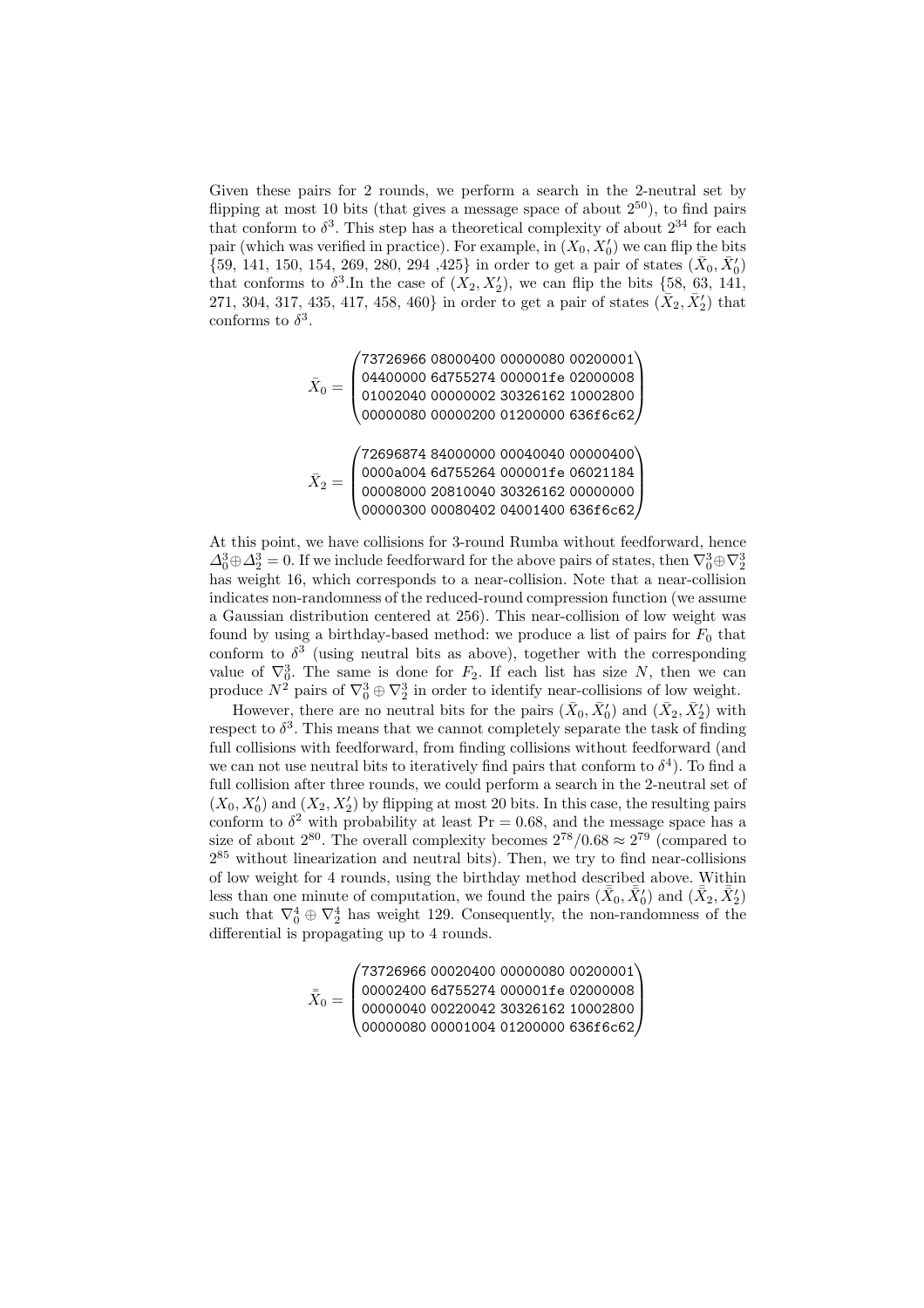Given these pairs for 2 rounds, we perform a search in the 2-neutral set by flipping at most 10 bits (that gives a message space of about $2^{50}$), to find pairs that conform to $\delta^3$. This step has a theoretical complexity of about $2^{34}$ for each pair (which was verified in practice). For example, in $(X_0, X_0')$ we can flip the bits {59, 141, 150, 154, 269, 280, 294 ,425} in order to get a pair of states $(\bar{X}_0, \bar{X}_0')$ that conforms to $\delta^3$.In the case of $(X_2, X_2')$, we can flip the bits {58, 63, 141, 271, 304, 317, 435, 417, 458, 460} in order to get a pair of states $(\bar{X}_2, \bar{X}_2')$ that conforms to $\delta^3$.

$$\bar{X}_0 = \begin{pmatrix} \texttt{73726966 08000400 00000080 00200001} \\ \texttt{04400000 6d755274 000001fe 02000008} \\ \texttt{01002040 00000002 30326162 10002800} \\ \texttt{00000080 00000200 01200000 636f6c62} \end{pmatrix}$$

$$\bar{X}_2 = \begin{pmatrix} \texttt{72696874 84000000 00040040 00000400} \\ \texttt{0000a004 6d755264 000001fe 06021184} \\ \texttt{00008000 20810040 30326162 00000000} \\ \texttt{00000300 00080402 04001400 636f6c62} \end{pmatrix}$$

At this point, we have collisions for 3-round Rumba without feedforward, hence $\Delta_0^3 \oplus \Delta_2^3 = 0$. If we include feedforward for the above pairs of states, then $\nabla_0^3 \oplus \nabla_2^3$ has weight 16, which corresponds to a near-collision. Note that a near-collision indicates non-randomness of the reduced-round compression function (we assume a Gaussian distribution centered at 256). This near-collision of low weight was found by using a birthday-based method: we produce a list of pairs for $F_0$ that conform to $\delta^3$ (using neutral bits as above), together with the corresponding value of $\nabla_0^3$. The same is done for $F_2$. If each list has size $N$, then we can produce $N^2$ pairs of $\nabla_0^3 \oplus \nabla_2^3$ in order to identify near-collisions of low weight.

However, there are no neutral bits for the pairs $(\bar{X}_0, \bar{X}_0')$ and $(\bar{X}_2, \bar{X}_2')$ with respect to $\delta^3$. This means that we cannot completely separate the task of finding full collisions with feedforward, from finding collisions without feedforward (and we can not use neutral bits to iteratively find pairs that conform to $\delta^4$). To find a full collision after three rounds, we could perform a search in the 2-neutral set of $(X_0, X_0')$ and $(X_2, X_2')$ by flipping at most 20 bits. In this case, the resulting pairs conform to $\delta^2$ with probability at least $\Pr = 0.68$, and the message space has a size of about $2^{80}$. The overall complexity becomes $2^{78}/0.68 \approx 2^{79}$ (compared to $2^{85}$ without linearization and neutral bits). Then, we try to find near-collisions of low weight for 4 rounds, using the birthday method described above. Within less than one minute of computation, we found the pairs $(\bar{\bar{X}}_0, \bar{\bar{X}}_0')$ and $(\bar{\bar{X}}_2, \bar{\bar{X}}_2')$ such that $\nabla_0^4 \oplus \nabla_2^4$ has weight 129. Consequently, the non-randomness of the differential is propagating up to 4 rounds.

$$\bar{\bar{X}}_0 = \begin{pmatrix} \texttt{73726966 00020400 00000080 00200001} \\ \texttt{00002400 6d755274 000001fe 02000008} \\ \texttt{00000040 00220042 30326162 10002800} \\ \texttt{00000080 00001004 01200000 636f6c62} \end{pmatrix}$$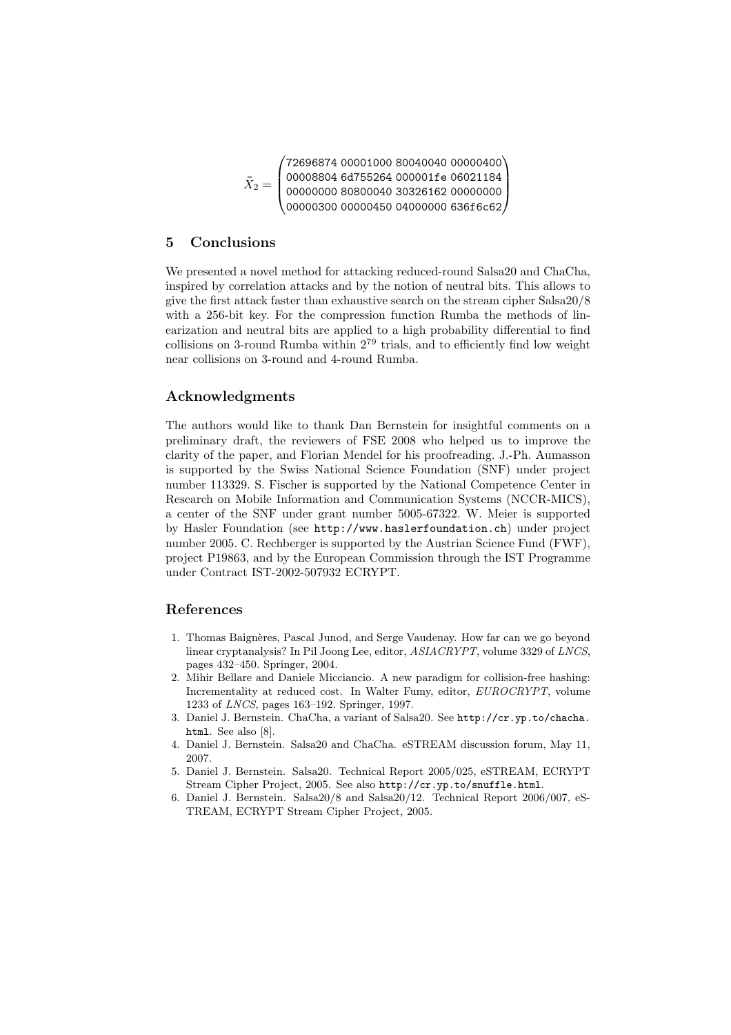$$\bar{\bar{X}}_2 = \begin{pmatrix} \texttt{72696874} & \texttt{00001000} & \texttt{80040040} & \texttt{00000400} \\ \texttt{00008804} & \texttt{6d755264} & \texttt{000001fe} & \texttt{06021184} \\ \texttt{00000000} & \texttt{80800040} & \texttt{30326162} & \texttt{00000000} \\ \texttt{00000300} & \texttt{00000450} & \texttt{04000000} & \texttt{636f6c62} \end{pmatrix}$$

## 5 Conclusions

We presented a novel method for attacking reduced-round Salsa20 and ChaCha, inspired by correlation attacks and by the notion of neutral bits. This allows to give the first attack faster than exhaustive search on the stream cipher Salsa20/8 with a 256-bit key. For the compression function Rumba the methods of linearization and neutral bits are applied to a high probability differential to find collisions on 3-round Rumba within $2^{79}$ trials, and to efficiently find low weight near collisions on 3-round and 4-round Rumba.

## Acknowledgments

The authors would like to thank Dan Bernstein for insightful comments on a preliminary draft, the reviewers of FSE 2008 who helped us to improve the clarity of the paper, and Florian Mendel for his proofreading. J.-Ph. Aumasson is supported by the Swiss National Science Foundation (SNF) under project number 113329. S. Fischer is supported by the National Competence Center in Research on Mobile Information and Communication Systems (NCCR-MICS), a center of the SNF under grant number 5005-67322. W. Meier is supported by Hasler Foundation (see `http://www.haslerfoundation.ch`) under project number 2005. C. Rechberger is supported by the Austrian Science Fund (FWF), project P19863, and by the European Commission through the IST Programme under Contract IST-2002-507932 ECRYPT.

## References

1. Thomas Baignères, Pascal Junod, and Serge Vaudenay. How far can we go beyond linear cryptanalysis? In Pil Joong Lee, editor, *ASIACRYPT*, volume 3329 of *LNCS*, pages 432–450. Springer, 2004.
2. Mihir Bellare and Daniele Micciancio. A new paradigm for collision-free hashing: Incrementality at reduced cost. In Walter Fumy, editor, *EUROCRYPT*, volume 1233 of *LNCS*, pages 163–192. Springer, 1997.
3. Daniel J. Bernstein. ChaCha, a variant of Salsa20. See `http://cr.yp.to/chacha.html`. See also [8].
4. Daniel J. Bernstein. Salsa20 and ChaCha. eSTREAM discussion forum, May 11, 2007.
5. Daniel J. Bernstein. Salsa20. Technical Report 2005/025, eSTREAM, ECRYPT Stream Cipher Project, 2005. See also `http://cr.yp.to/snuffle.html`.
6. Daniel J. Bernstein. Salsa20/8 and Salsa20/12. Technical Report 2006/007, eSTREAM, ECRYPT Stream Cipher Project, 2005.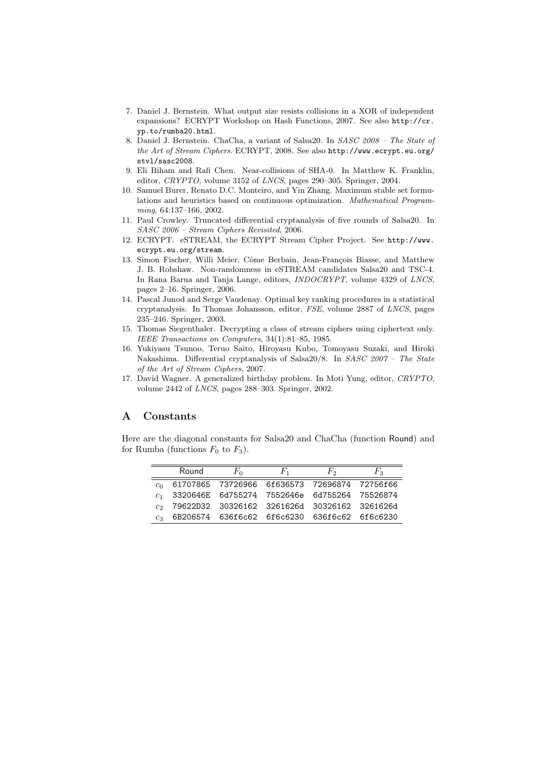7. Daniel J. Bernstein. What output size resists collisions in a XOR of independent expansions? ECRYPT Workshop on Hash Functions, 2007. See also http://cr.yp.to/rumba20.html.
8. Daniel J. Bernstein. ChaCha, a variant of Salsa20. In *SASC 2008 – The State of the Art of Stream Ciphers*. ECRYPT, 2008. See also http://www.ecrypt.eu.org/stvl/sasc2008.
9. Eli Biham and Rafi Chen. Near-collisions of SHA-0. In Matthew K. Franklin, editor, *CRYPTO*, volume 3152 of *LNCS*, pages 290–305. Springer, 2004.
10. Samuel Burer, Renato D.C. Monteiro, and Yin Zhang. Maximum stable set formulations and heuristics based on continuous optimization. *Mathematical Programming*, 64:137–166, 2002.
11. Paul Crowley. Truncated differential cryptanalysis of five rounds of Salsa20. In *SASC 2006 – Stream Ciphers Revisited*, 2006.
12. ECRYPT. eSTREAM, the ECRYPT Stream Cipher Project. See http://www.ecrypt.eu.org/stream.
13. Simon Fischer, Willi Meier, Côme Berbain, Jean-François Biasse, and Matthew J. B. Robshaw. Non-randomness in eSTREAM candidates Salsa20 and TSC-4. In Rana Barua and Tanja Lange, editors, *INDOCRYPT*, volume 4329 of *LNCS*, pages 2–16. Springer, 2006.
14. Pascal Junod and Serge Vaudenay. Optimal key ranking procedures in a statistical cryptanalysis. In Thomas Johansson, editor, *FSE*, volume 2887 of *LNCS*, pages 235–246. Springer, 2003.
15. Thomas Siegenthaler. Decrypting a class of stream ciphers using ciphertext only. *IEEE Transactions on Computers*, 34(1):81–85, 1985.
16. Yukiyasu Tsunoo, Teruo Saito, Hiroyasu Kubo, Tomoyasu Suzaki, and Hiroki Nakashima. Differential cryptanalysis of Salsa20/8. In *SASC 2007 – The State of the Art of Stream Ciphers*, 2007.
17. David Wagner. A generalized birthday problem. In Moti Yung, editor, *CRYPTO*, volume 2442 of *LNCS*, pages 288–303. Springer, 2002.

## A Constants

Here are the diagonal constants for Salsa20 and ChaCha (function Round) and for Rumba (functions $F_0$ to $F_3$).

| | Round | $F_0$ | $F_1$ | $F_2$ | $F_3$ |
|---|---|---|---|---|---|
| $c_0$ | 61707865 | 73726966 | 6f636573 | 72696874 | 72756f66 |
| $c_1$ | 3320646E | 6d755274 | 7552646e | 6d755264 | 75526874 |
| $c_2$ | 79622D32 | 30326162 | 3261626d | 30326162 | 3261626d |
| $c_3$ | 6B206574 | 636f6c62 | 6f6c6230 | 636f6c62 | 6f6c6230 |